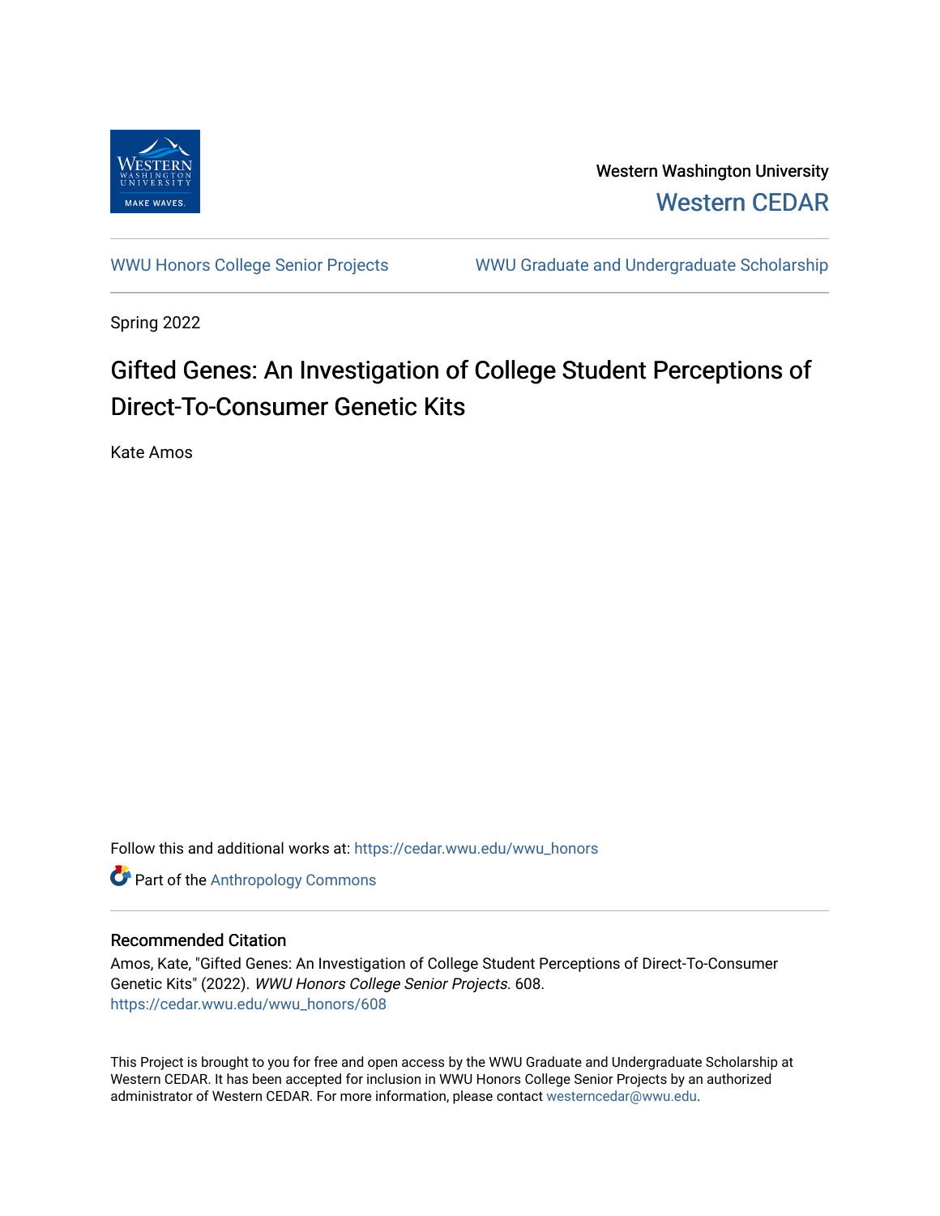Western Washington University

Western CEDAR

WWU Honors College Senior Projects | WWU Graduate and Undergraduate Scholarship

Spring 2022

# Gifted Genes: An Investigation of College Student Perceptions of Direct-To-Consumer Genetic Kits

Kate Amos

Follow this and additional works at: https://cedar.wwu.edu/wwu_honors

Part of the Anthropology Commons

## Recommended Citation

Amos, Kate, "Gifted Genes: An Investigation of College Student Perceptions of Direct-To-Consumer Genetic Kits" (2022). *WWU Honors College Senior Projects*. 608.
https://cedar.wwu.edu/wwu_honors/608

This Project is brought to you for free and open access by the WWU Graduate and Undergraduate Scholarship at Western CEDAR. It has been accepted for inclusion in WWU Honors College Senior Projects by an authorized administrator of Western CEDAR. For more information, please contact westerncedar@wwu.edu.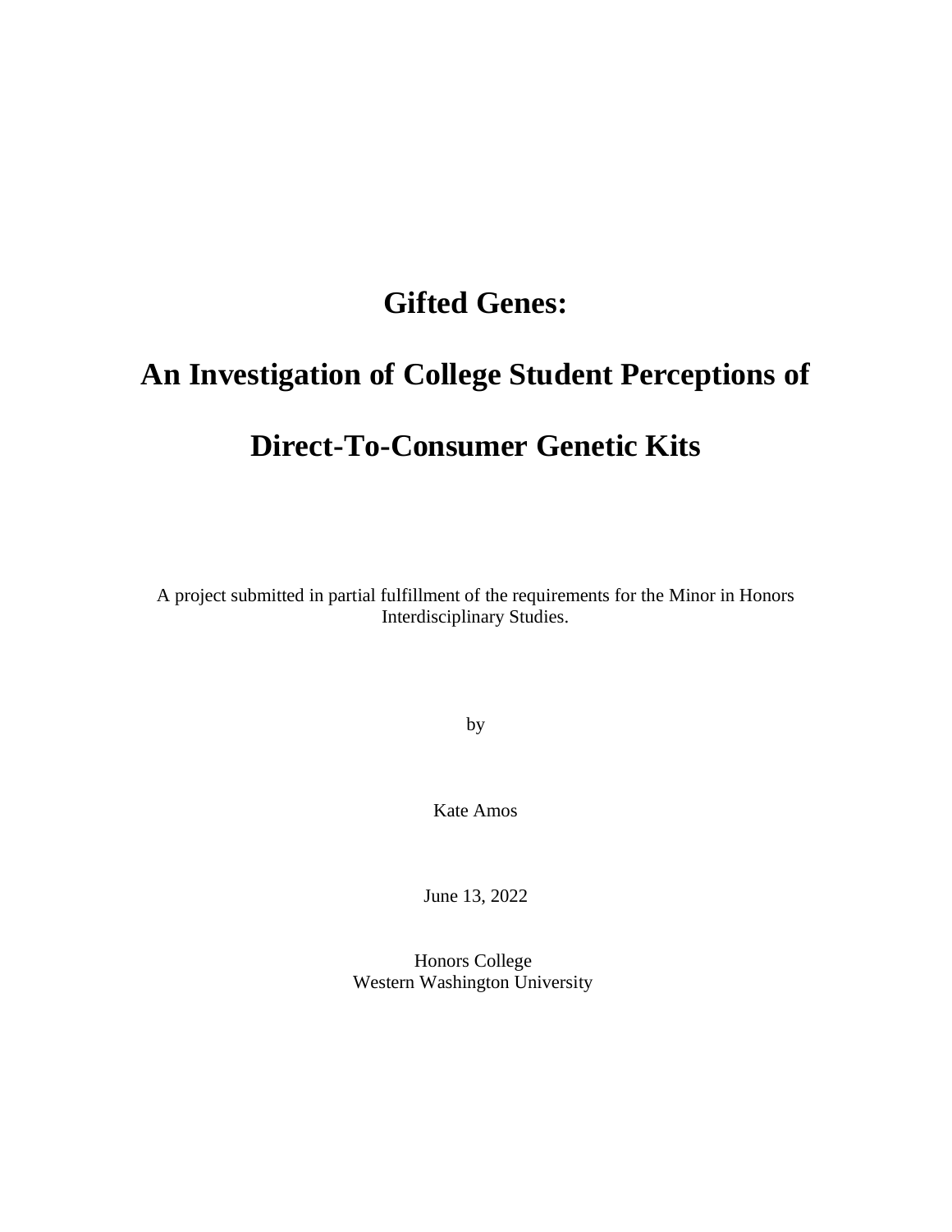# Gifted Genes:

# An Investigation of College Student Perceptions of Direct-To-Consumer Genetic Kits

A project submitted in partial fulfillment of the requirements for the Minor in Honors Interdisciplinary Studies.

by

Kate Amos

June 13, 2022

Honors College
Western Washington University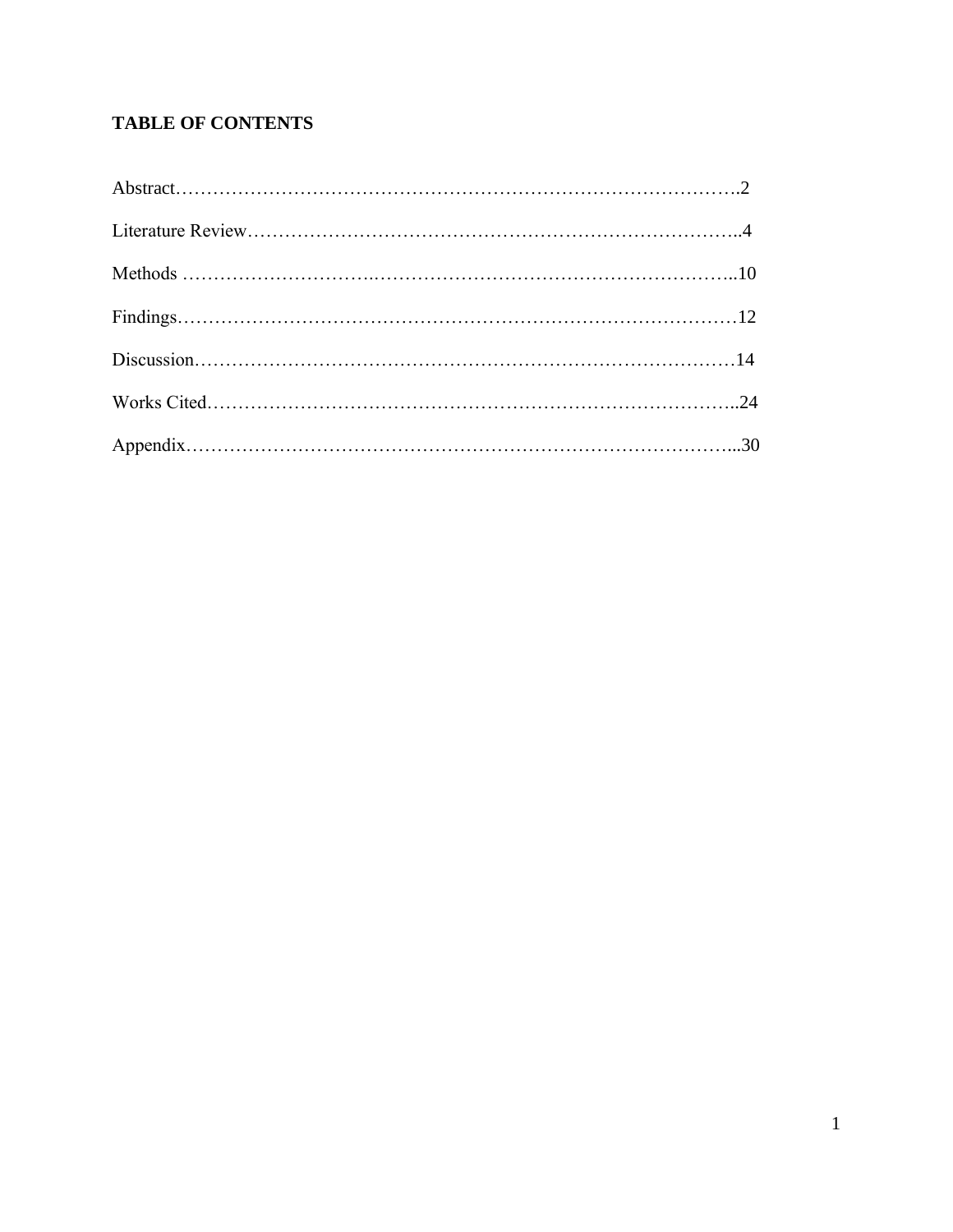**TABLE OF CONTENTS**

Abstract……………………………………………………………………………….2

Literature Review…………………………………………………………………..4

Methods ………………………..…………………………………………………..10

Findings……………………………………………………………………………12

Discussion…………………………………………………………………….……14

Works Cited………………………………………………………………………..24

Appendix……………………………………………………………………………...30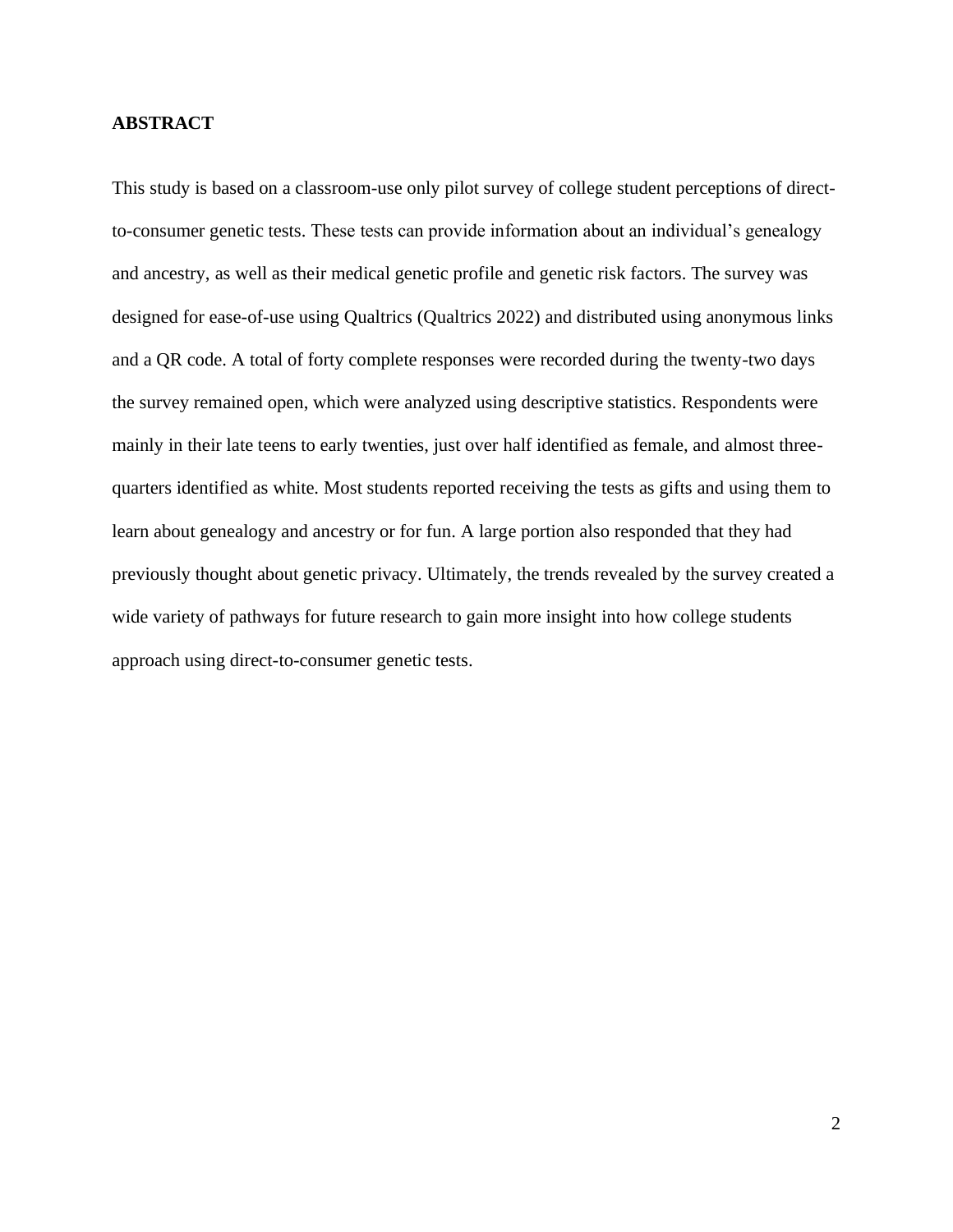## ABSTRACT

This study is based on a classroom-use only pilot survey of college student perceptions of direct-to-consumer genetic tests. These tests can provide information about an individual's genealogy and ancestry, as well as their medical genetic profile and genetic risk factors. The survey was designed for ease-of-use using Qualtrics (Qualtrics 2022) and distributed using anonymous links and a QR code. A total of forty complete responses were recorded during the twenty-two days the survey remained open, which were analyzed using descriptive statistics. Respondents were mainly in their late teens to early twenties, just over half identified as female, and almost three-quarters identified as white. Most students reported receiving the tests as gifts and using them to learn about genealogy and ancestry or for fun. A large portion also responded that they had previously thought about genetic privacy. Ultimately, the trends revealed by the survey created a wide variety of pathways for future research to gain more insight into how college students approach using direct-to-consumer genetic tests.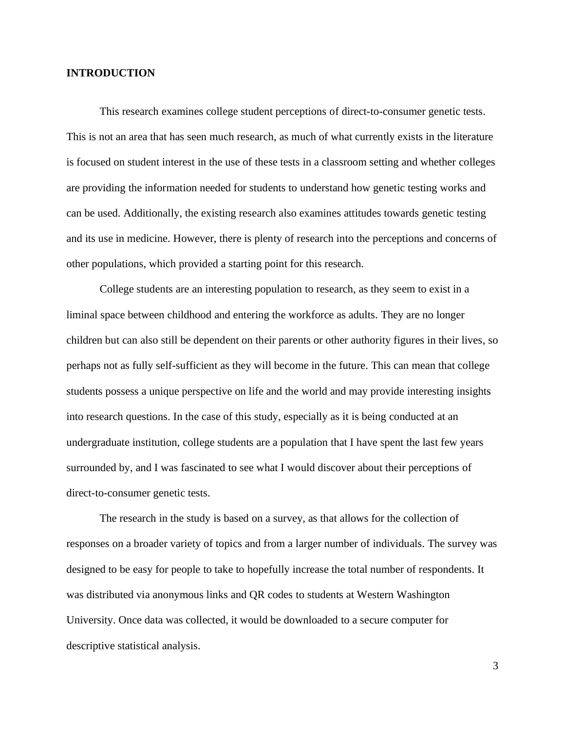## INTRODUCTION

This research examines college student perceptions of direct-to-consumer genetic tests. This is not an area that has seen much research, as much of what currently exists in the literature is focused on student interest in the use of these tests in a classroom setting and whether colleges are providing the information needed for students to understand how genetic testing works and can be used. Additionally, the existing research also examines attitudes towards genetic testing and its use in medicine. However, there is plenty of research into the perceptions and concerns of other populations, which provided a starting point for this research.

College students are an interesting population to research, as they seem to exist in a liminal space between childhood and entering the workforce as adults. They are no longer children but can also still be dependent on their parents or other authority figures in their lives, so perhaps not as fully self-sufficient as they will become in the future. This can mean that college students possess a unique perspective on life and the world and may provide interesting insights into research questions. In the case of this study, especially as it is being conducted at an undergraduate institution, college students are a population that I have spent the last few years surrounded by, and I was fascinated to see what I would discover about their perceptions of direct-to-consumer genetic tests.

The research in the study is based on a survey, as that allows for the collection of responses on a broader variety of topics and from a larger number of individuals. The survey was designed to be easy for people to take to hopefully increase the total number of respondents. It was distributed via anonymous links and QR codes to students at Western Washington University. Once data was collected, it would be downloaded to a secure computer for descriptive statistical analysis.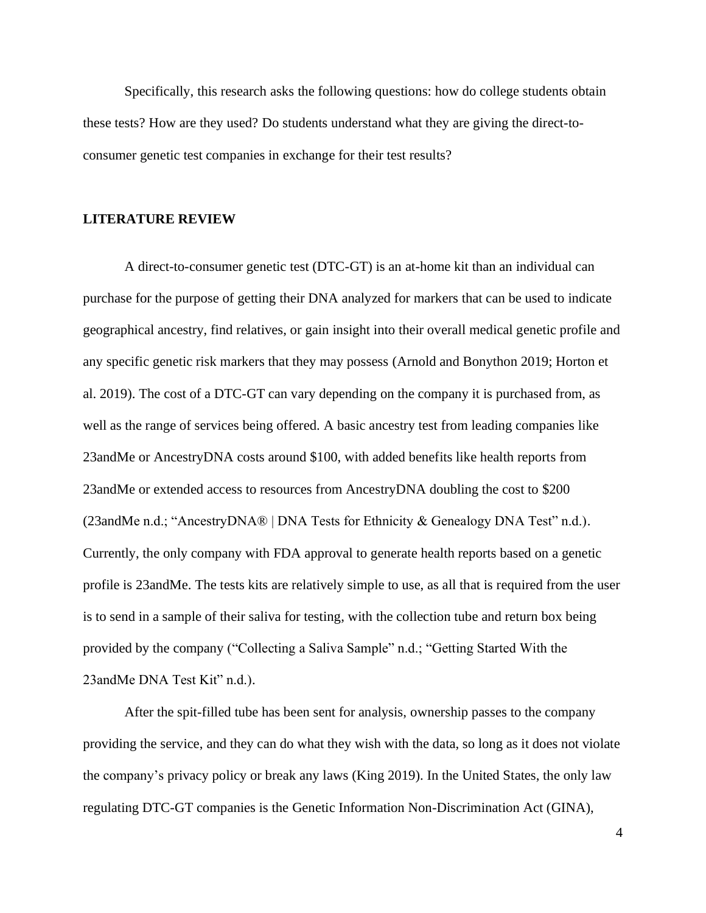Specifically, this research asks the following questions: how do college students obtain these tests? How are they used? Do students understand what they are giving the direct-to-consumer genetic test companies in exchange for their test results?

## LITERATURE REVIEW

A direct-to-consumer genetic test (DTC-GT) is an at-home kit than an individual can purchase for the purpose of getting their DNA analyzed for markers that can be used to indicate geographical ancestry, find relatives, or gain insight into their overall medical genetic profile and any specific genetic risk markers that they may possess (Arnold and Bonython 2019; Horton et al. 2019). The cost of a DTC-GT can vary depending on the company it is purchased from, as well as the range of services being offered. A basic ancestry test from leading companies like 23andMe or AncestryDNA costs around $100, with added benefits like health reports from 23andMe or extended access to resources from AncestryDNA doubling the cost to $200 (23andMe n.d.; "AncestryDNA® | DNA Tests for Ethnicity & Genealogy DNA Test" n.d.). Currently, the only company with FDA approval to generate health reports based on a genetic profile is 23andMe. The tests kits are relatively simple to use, as all that is required from the user is to send in a sample of their saliva for testing, with the collection tube and return box being provided by the company ("Collecting a Saliva Sample" n.d.; "Getting Started With the 23andMe DNA Test Kit" n.d.).

After the spit-filled tube has been sent for analysis, ownership passes to the company providing the service, and they can do what they wish with the data, so long as it does not violate the company's privacy policy or break any laws (King 2019). In the United States, the only law regulating DTC-GT companies is the Genetic Information Non-Discrimination Act (GINA),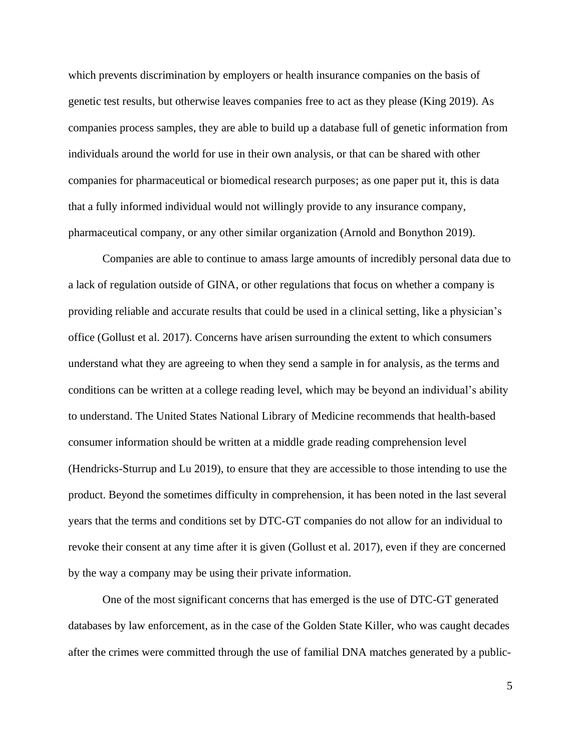which prevents discrimination by employers or health insurance companies on the basis of genetic test results, but otherwise leaves companies free to act as they please (King 2019). As companies process samples, they are able to build up a database full of genetic information from individuals around the world for use in their own analysis, or that can be shared with other companies for pharmaceutical or biomedical research purposes; as one paper put it, this is data that a fully informed individual would not willingly provide to any insurance company, pharmaceutical company, or any other similar organization (Arnold and Bonython 2019).

Companies are able to continue to amass large amounts of incredibly personal data due to a lack of regulation outside of GINA, or other regulations that focus on whether a company is providing reliable and accurate results that could be used in a clinical setting, like a physician's office (Gollust et al. 2017). Concerns have arisen surrounding the extent to which consumers understand what they are agreeing to when they send a sample in for analysis, as the terms and conditions can be written at a college reading level, which may be beyond an individual's ability to understand. The United States National Library of Medicine recommends that health-based consumer information should be written at a middle grade reading comprehension level (Hendricks-Sturrup and Lu 2019), to ensure that they are accessible to those intending to use the product. Beyond the sometimes difficulty in comprehension, it has been noted in the last several years that the terms and conditions set by DTC-GT companies do not allow for an individual to revoke their consent at any time after it is given (Gollust et al. 2017), even if they are concerned by the way a company may be using their private information.

One of the most significant concerns that has emerged is the use of DTC-GT generated databases by law enforcement, as in the case of the Golden State Killer, who was caught decades after the crimes were committed through the use of familial DNA matches generated by a public-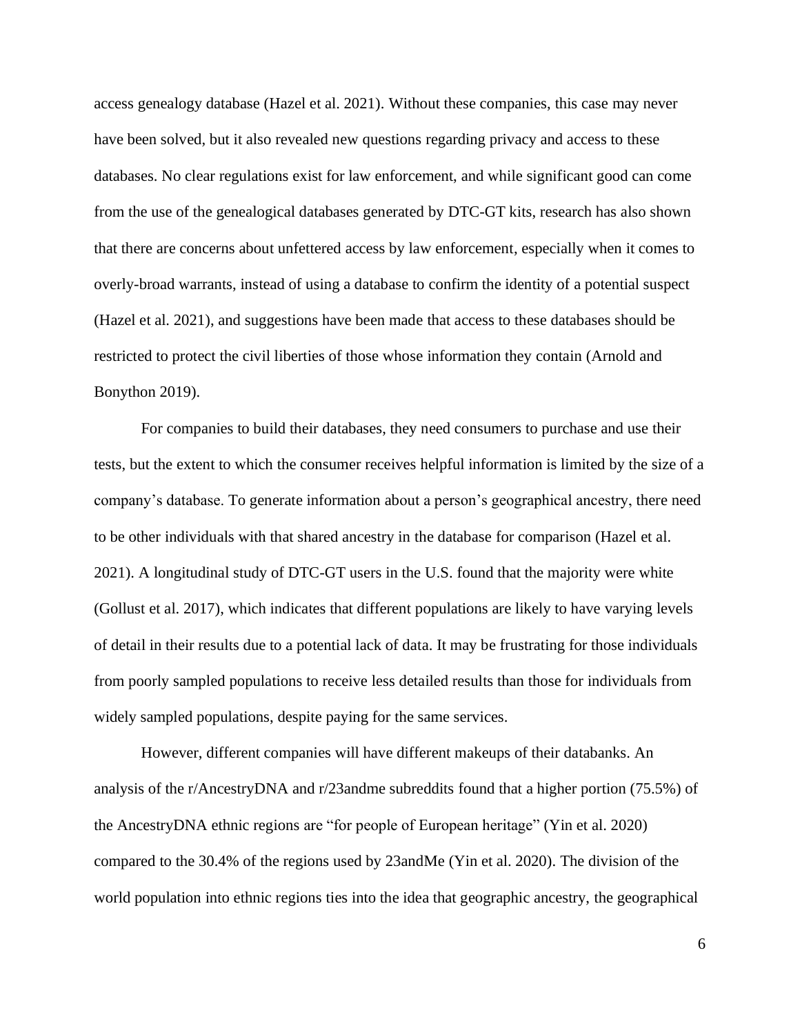access genealogy database (Hazel et al. 2021). Without these companies, this case may never have been solved, but it also revealed new questions regarding privacy and access to these databases. No clear regulations exist for law enforcement, and while significant good can come from the use of the genealogical databases generated by DTC-GT kits, research has also shown that there are concerns about unfettered access by law enforcement, especially when it comes to overly-broad warrants, instead of using a database to confirm the identity of a potential suspect (Hazel et al. 2021), and suggestions have been made that access to these databases should be restricted to protect the civil liberties of those whose information they contain (Arnold and Bonython 2019).

For companies to build their databases, they need consumers to purchase and use their tests, but the extent to which the consumer receives helpful information is limited by the size of a company's database. To generate information about a person's geographical ancestry, there need to be other individuals with that shared ancestry in the database for comparison (Hazel et al. 2021). A longitudinal study of DTC-GT users in the U.S. found that the majority were white (Gollust et al. 2017), which indicates that different populations are likely to have varying levels of detail in their results due to a potential lack of data. It may be frustrating for those individuals from poorly sampled populations to receive less detailed results than those for individuals from widely sampled populations, despite paying for the same services.

However, different companies will have different makeups of their databanks. An analysis of the r/AncestryDNA and r/23andme subreddits found that a higher portion (75.5%) of the AncestryDNA ethnic regions are "for people of European heritage" (Yin et al. 2020) compared to the 30.4% of the regions used by 23andMe (Yin et al. 2020). The division of the world population into ethnic regions ties into the idea that geographic ancestry, the geographical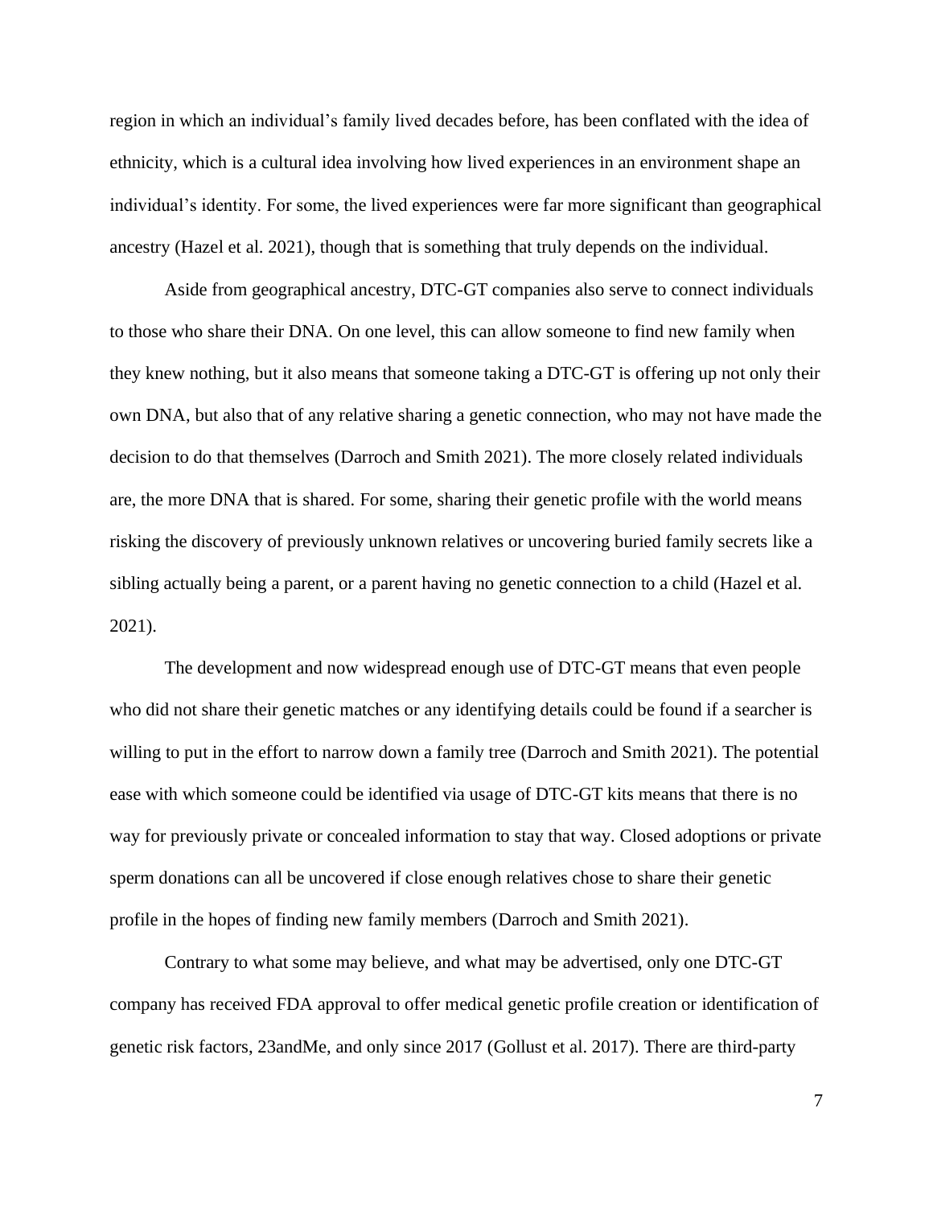region in which an individual's family lived decades before, has been conflated with the idea of ethnicity, which is a cultural idea involving how lived experiences in an environment shape an individual's identity. For some, the lived experiences were far more significant than geographical ancestry (Hazel et al. 2021), though that is something that truly depends on the individual.

Aside from geographical ancestry, DTC-GT companies also serve to connect individuals to those who share their DNA. On one level, this can allow someone to find new family when they knew nothing, but it also means that someone taking a DTC-GT is offering up not only their own DNA, but also that of any relative sharing a genetic connection, who may not have made the decision to do that themselves (Darroch and Smith 2021). The more closely related individuals are, the more DNA that is shared. For some, sharing their genetic profile with the world means risking the discovery of previously unknown relatives or uncovering buried family secrets like a sibling actually being a parent, or a parent having no genetic connection to a child (Hazel et al. 2021).

The development and now widespread enough use of DTC-GT means that even people who did not share their genetic matches or any identifying details could be found if a searcher is willing to put in the effort to narrow down a family tree (Darroch and Smith 2021). The potential ease with which someone could be identified via usage of DTC-GT kits means that there is no way for previously private or concealed information to stay that way. Closed adoptions or private sperm donations can all be uncovered if close enough relatives chose to share their genetic profile in the hopes of finding new family members (Darroch and Smith 2021).

Contrary to what some may believe, and what may be advertised, only one DTC-GT company has received FDA approval to offer medical genetic profile creation or identification of genetic risk factors, 23andMe, and only since 2017 (Gollust et al. 2017). There are third-party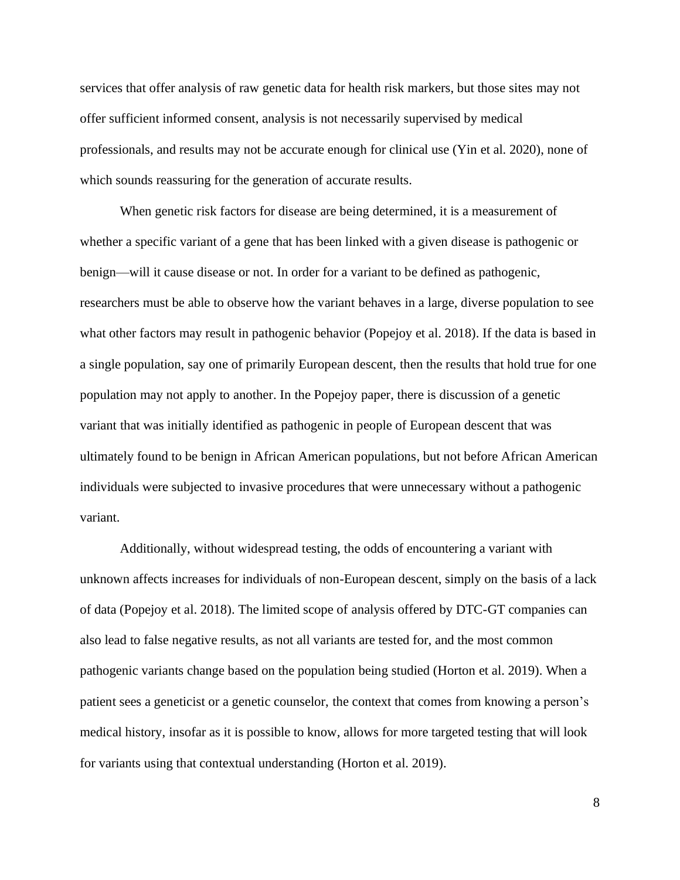services that offer analysis of raw genetic data for health risk markers, but those sites may not offer sufficient informed consent, analysis is not necessarily supervised by medical professionals, and results may not be accurate enough for clinical use (Yin et al. 2020), none of which sounds reassuring for the generation of accurate results.

When genetic risk factors for disease are being determined, it is a measurement of whether a specific variant of a gene that has been linked with a given disease is pathogenic or benign—will it cause disease or not. In order for a variant to be defined as pathogenic, researchers must be able to observe how the variant behaves in a large, diverse population to see what other factors may result in pathogenic behavior (Popejoy et al. 2018). If the data is based in a single population, say one of primarily European descent, then the results that hold true for one population may not apply to another. In the Popejoy paper, there is discussion of a genetic variant that was initially identified as pathogenic in people of European descent that was ultimately found to be benign in African American populations, but not before African American individuals were subjected to invasive procedures that were unnecessary without a pathogenic variant.

Additionally, without widespread testing, the odds of encountering a variant with unknown affects increases for individuals of non-European descent, simply on the basis of a lack of data (Popejoy et al. 2018). The limited scope of analysis offered by DTC-GT companies can also lead to false negative results, as not all variants are tested for, and the most common pathogenic variants change based on the population being studied (Horton et al. 2019). When a patient sees a geneticist or a genetic counselor, the context that comes from knowing a person's medical history, insofar as it is possible to know, allows for more targeted testing that will look for variants using that contextual understanding (Horton et al. 2019).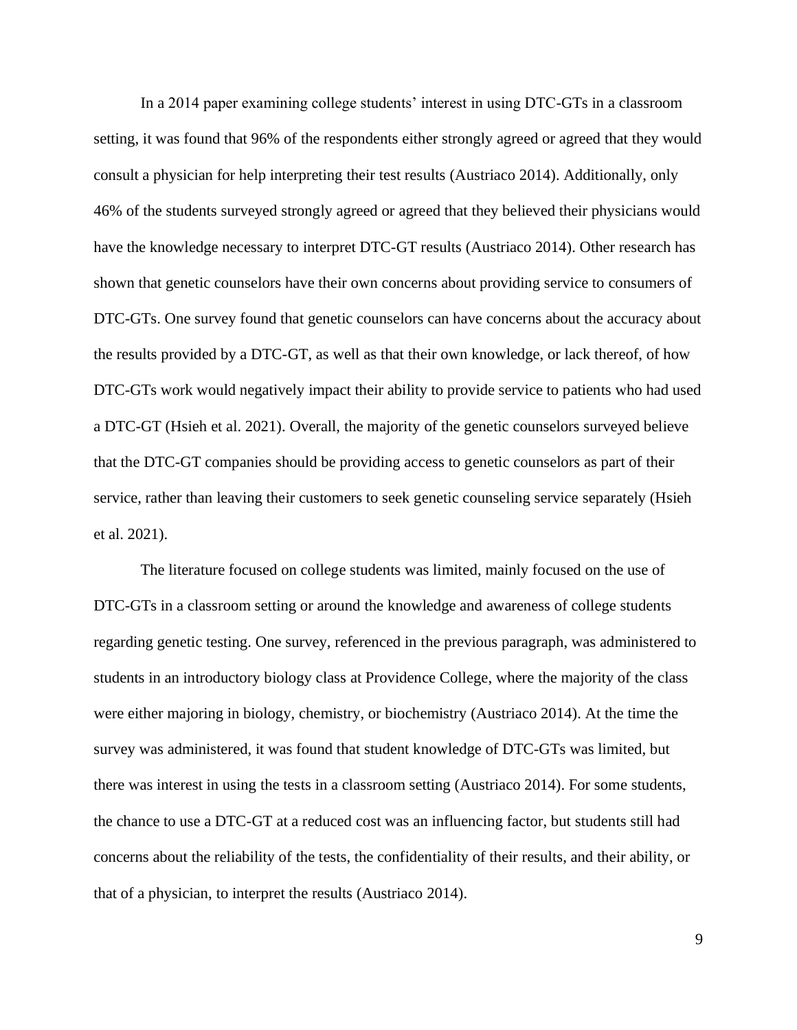In a 2014 paper examining college students' interest in using DTC-GTs in a classroom setting, it was found that 96% of the respondents either strongly agreed or agreed that they would consult a physician for help interpreting their test results (Austriaco 2014). Additionally, only 46% of the students surveyed strongly agreed or agreed that they believed their physicians would have the knowledge necessary to interpret DTC-GT results (Austriaco 2014). Other research has shown that genetic counselors have their own concerns about providing service to consumers of DTC-GTs. One survey found that genetic counselors can have concerns about the accuracy about the results provided by a DTC-GT, as well as that their own knowledge, or lack thereof, of how DTC-GTs work would negatively impact their ability to provide service to patients who had used a DTC-GT (Hsieh et al. 2021). Overall, the majority of the genetic counselors surveyed believe that the DTC-GT companies should be providing access to genetic counselors as part of their service, rather than leaving their customers to seek genetic counseling service separately (Hsieh et al. 2021).

The literature focused on college students was limited, mainly focused on the use of DTC-GTs in a classroom setting or around the knowledge and awareness of college students regarding genetic testing. One survey, referenced in the previous paragraph, was administered to students in an introductory biology class at Providence College, where the majority of the class were either majoring in biology, chemistry, or biochemistry (Austriaco 2014). At the time the survey was administered, it was found that student knowledge of DTC-GTs was limited, but there was interest in using the tests in a classroom setting (Austriaco 2014). For some students, the chance to use a DTC-GT at a reduced cost was an influencing factor, but students still had concerns about the reliability of the tests, the confidentiality of their results, and their ability, or that of a physician, to interpret the results (Austriaco 2014).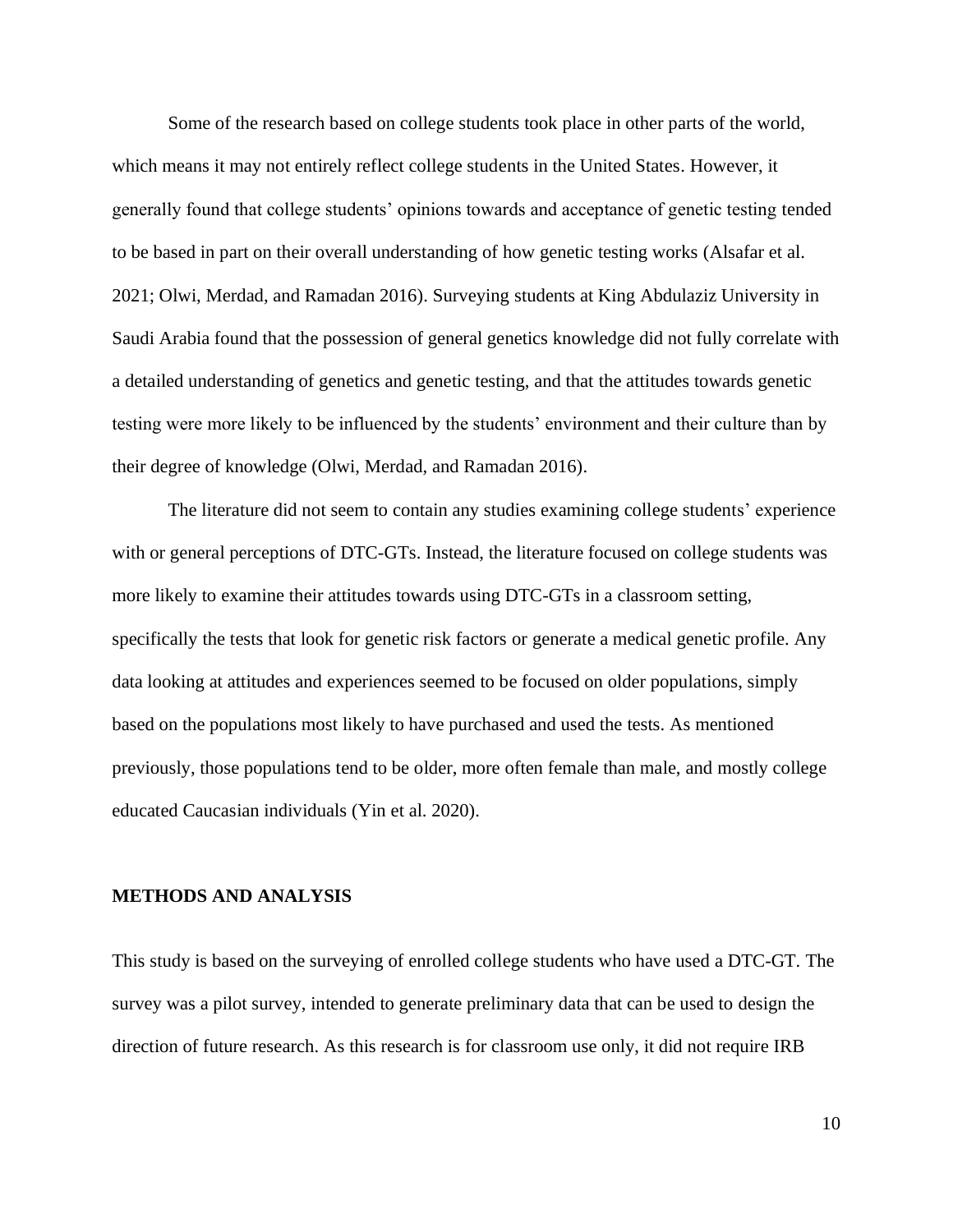Some of the research based on college students took place in other parts of the world, which means it may not entirely reflect college students in the United States. However, it generally found that college students' opinions towards and acceptance of genetic testing tended to be based in part on their overall understanding of how genetic testing works (Alsafar et al. 2021; Olwi, Merdad, and Ramadan 2016). Surveying students at King Abdulaziz University in Saudi Arabia found that the possession of general genetics knowledge did not fully correlate with a detailed understanding of genetics and genetic testing, and that the attitudes towards genetic testing were more likely to be influenced by the students' environment and their culture than by their degree of knowledge (Olwi, Merdad, and Ramadan 2016).

The literature did not seem to contain any studies examining college students' experience with or general perceptions of DTC-GTs. Instead, the literature focused on college students was more likely to examine their attitudes towards using DTC-GTs in a classroom setting, specifically the tests that look for genetic risk factors or generate a medical genetic profile. Any data looking at attitudes and experiences seemed to be focused on older populations, simply based on the populations most likely to have purchased and used the tests. As mentioned previously, those populations tend to be older, more often female than male, and mostly college educated Caucasian individuals (Yin et al. 2020).

## METHODS AND ANALYSIS

This study is based on the surveying of enrolled college students who have used a DTC-GT. The survey was a pilot survey, intended to generate preliminary data that can be used to design the direction of future research. As this research is for classroom use only, it did not require IRB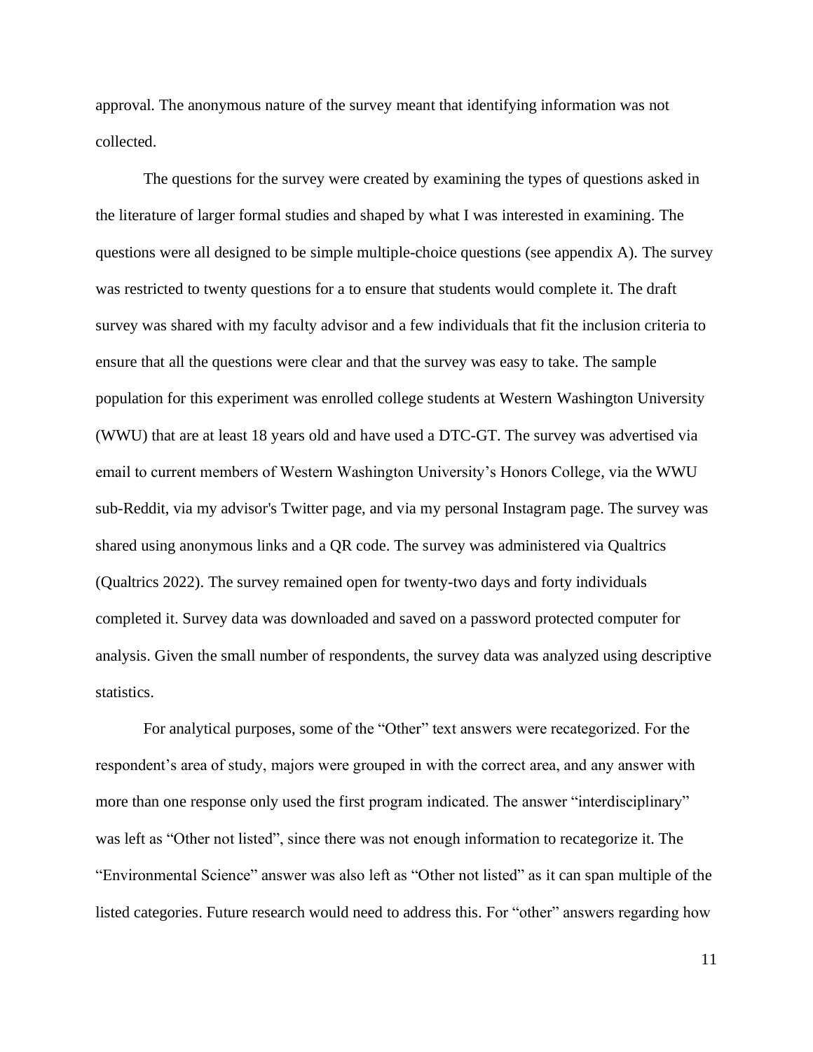approval. The anonymous nature of the survey meant that identifying information was not collected.

The questions for the survey were created by examining the types of questions asked in the literature of larger formal studies and shaped by what I was interested in examining. The questions were all designed to be simple multiple-choice questions (see appendix A). The survey was restricted to twenty questions for a to ensure that students would complete it. The draft survey was shared with my faculty advisor and a few individuals that fit the inclusion criteria to ensure that all the questions were clear and that the survey was easy to take. The sample population for this experiment was enrolled college students at Western Washington University (WWU) that are at least 18 years old and have used a DTC-GT. The survey was advertised via email to current members of Western Washington University's Honors College, via the WWU sub-Reddit, via my advisor's Twitter page, and via my personal Instagram page. The survey was shared using anonymous links and a QR code. The survey was administered via Qualtrics (Qualtrics 2022). The survey remained open for twenty-two days and forty individuals completed it. Survey data was downloaded and saved on a password protected computer for analysis. Given the small number of respondents, the survey data was analyzed using descriptive statistics.

For analytical purposes, some of the "Other" text answers were recategorized. For the respondent's area of study, majors were grouped in with the correct area, and any answer with more than one response only used the first program indicated. The answer "interdisciplinary" was left as "Other not listed", since there was not enough information to recategorize it. The "Environmental Science" answer was also left as "Other not listed" as it can span multiple of the listed categories. Future research would need to address this. For "other" answers regarding how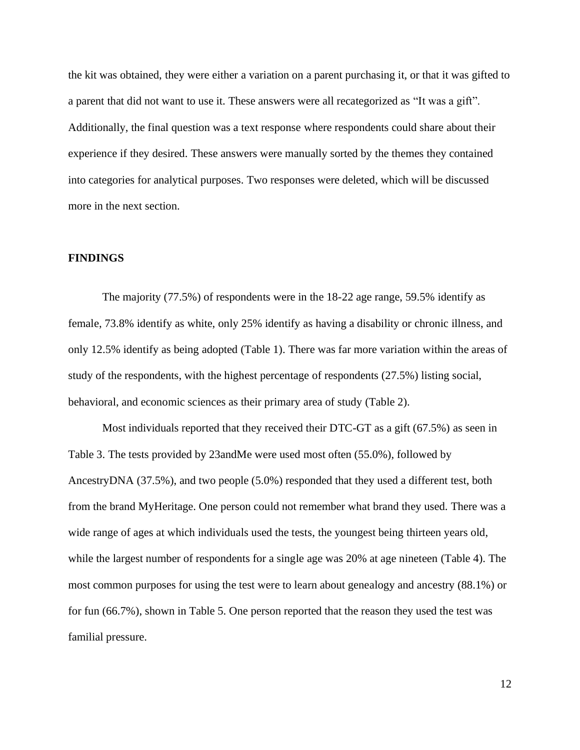the kit was obtained, they were either a variation on a parent purchasing it, or that it was gifted to a parent that did not want to use it. These answers were all recategorized as “It was a gift”. Additionally, the final question was a text response where respondents could share about their experience if they desired. These answers were manually sorted by the themes they contained into categories for analytical purposes. Two responses were deleted, which will be discussed more in the next section.

## FINDINGS

The majority (77.5%) of respondents were in the 18-22 age range, 59.5% identify as female, 73.8% identify as white, only 25% identify as having a disability or chronic illness, and only 12.5% identify as being adopted (Table 1). There was far more variation within the areas of study of the respondents, with the highest percentage of respondents (27.5%) listing social, behavioral, and economic sciences as their primary area of study (Table 2).

Most individuals reported that they received their DTC-GT as a gift (67.5%) as seen in Table 3. The tests provided by 23andMe were used most often (55.0%), followed by AncestryDNA (37.5%), and two people (5.0%) responded that they used a different test, both from the brand MyHeritage. One person could not remember what brand they used. There was a wide range of ages at which individuals used the tests, the youngest being thirteen years old, while the largest number of respondents for a single age was 20% at age nineteen (Table 4). The most common purposes for using the test were to learn about genealogy and ancestry (88.1%) or for fun (66.7%), shown in Table 5. One person reported that the reason they used the test was familial pressure.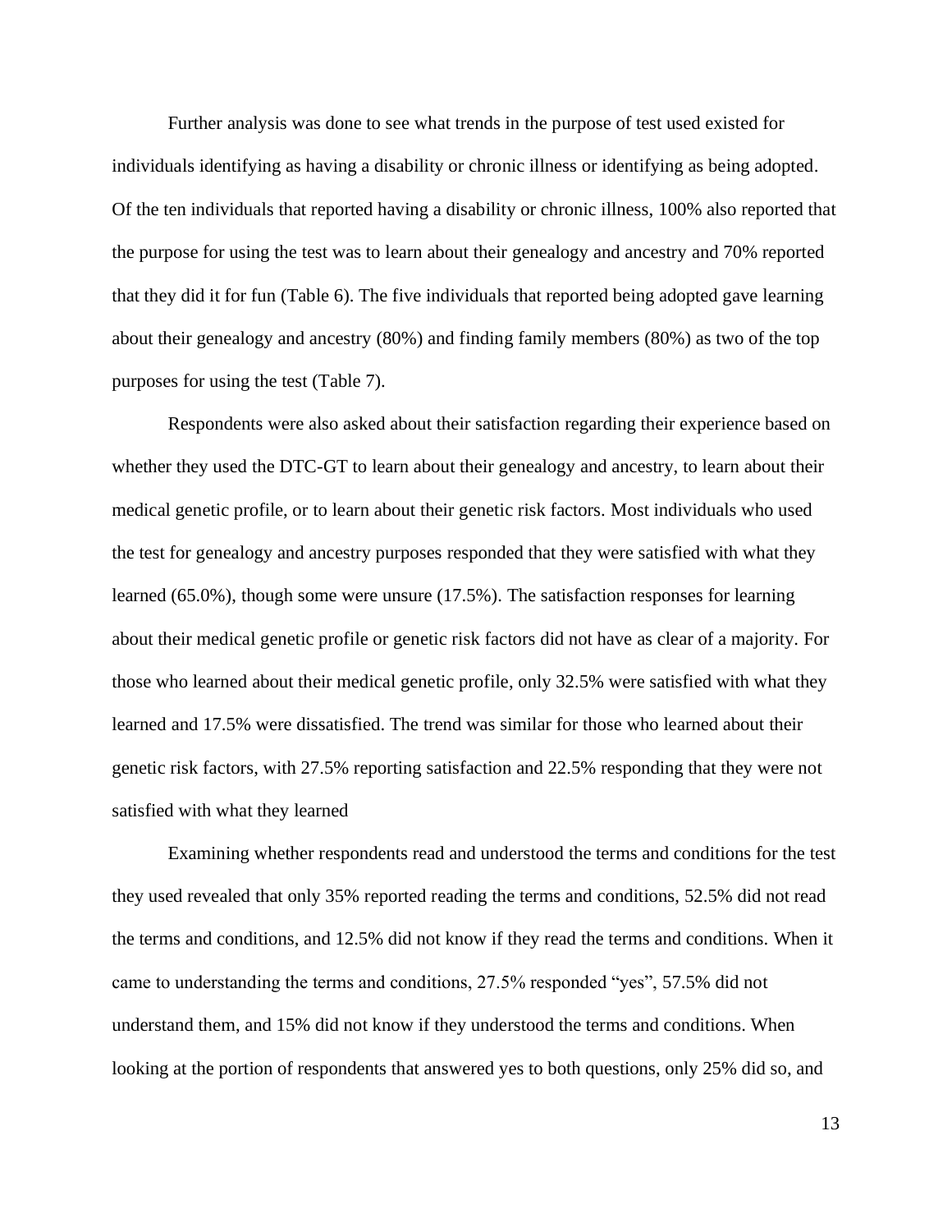Further analysis was done to see what trends in the purpose of test used existed for individuals identifying as having a disability or chronic illness or identifying as being adopted. Of the ten individuals that reported having a disability or chronic illness, 100% also reported that the purpose for using the test was to learn about their genealogy and ancestry and 70% reported that they did it for fun (Table 6). The five individuals that reported being adopted gave learning about their genealogy and ancestry (80%) and finding family members (80%) as two of the top purposes for using the test (Table 7).

Respondents were also asked about their satisfaction regarding their experience based on whether they used the DTC-GT to learn about their genealogy and ancestry, to learn about their medical genetic profile, or to learn about their genetic risk factors. Most individuals who used the test for genealogy and ancestry purposes responded that they were satisfied with what they learned (65.0%), though some were unsure (17.5%). The satisfaction responses for learning about their medical genetic profile or genetic risk factors did not have as clear of a majority. For those who learned about their medical genetic profile, only 32.5% were satisfied with what they learned and 17.5% were dissatisfied. The trend was similar for those who learned about their genetic risk factors, with 27.5% reporting satisfaction and 22.5% responding that they were not satisfied with what they learned

Examining whether respondents read and understood the terms and conditions for the test they used revealed that only 35% reported reading the terms and conditions, 52.5% did not read the terms and conditions, and 12.5% did not know if they read the terms and conditions. When it came to understanding the terms and conditions, 27.5% responded "yes", 57.5% did not understand them, and 15% did not know if they understood the terms and conditions. When looking at the portion of respondents that answered yes to both questions, only 25% did so, and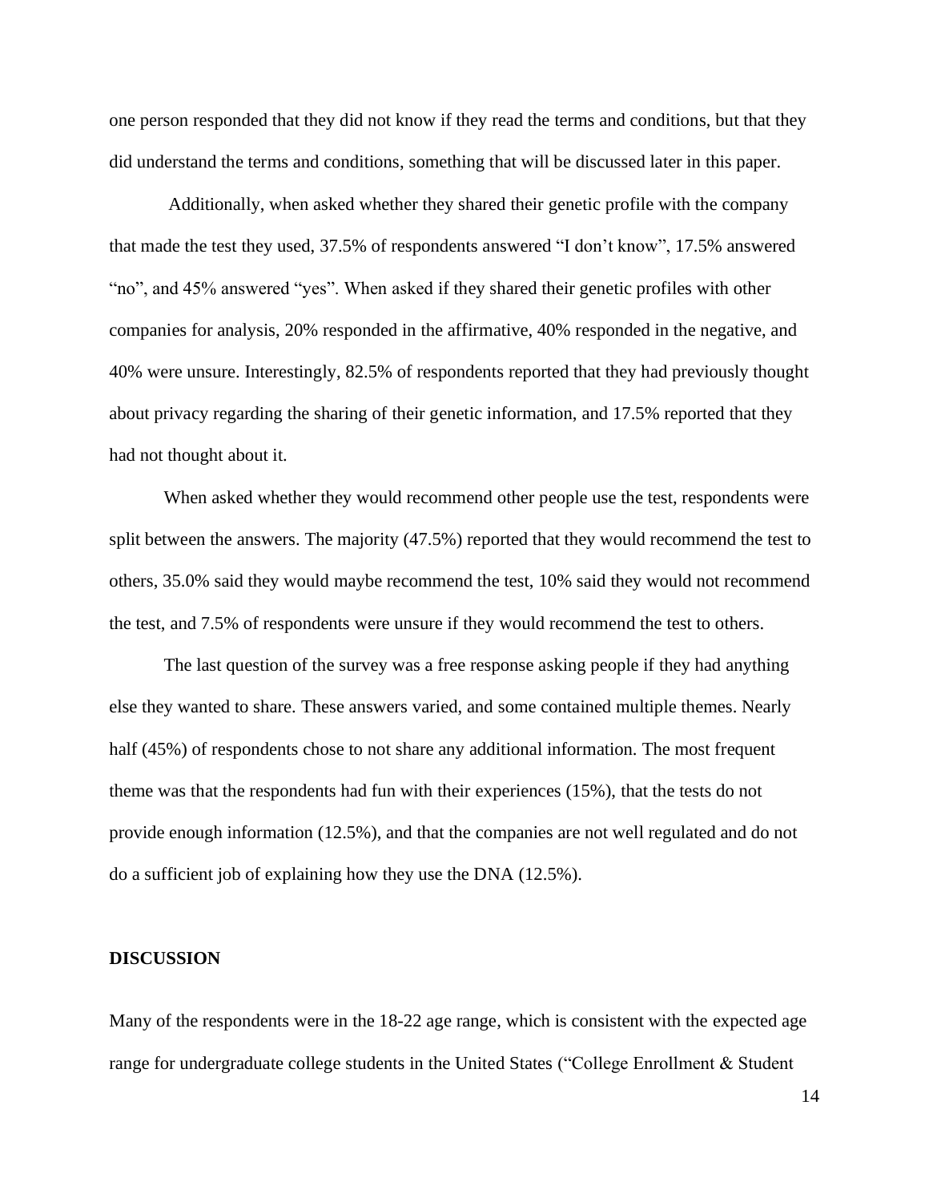one person responded that they did not know if they read the terms and conditions, but that they did understand the terms and conditions, something that will be discussed later in this paper.

Additionally, when asked whether they shared their genetic profile with the company that made the test they used, 37.5% of respondents answered "I don't know", 17.5% answered "no", and 45% answered "yes". When asked if they shared their genetic profiles with other companies for analysis, 20% responded in the affirmative, 40% responded in the negative, and 40% were unsure. Interestingly, 82.5% of respondents reported that they had previously thought about privacy regarding the sharing of their genetic information, and 17.5% reported that they had not thought about it.

When asked whether they would recommend other people use the test, respondents were split between the answers. The majority (47.5%) reported that they would recommend the test to others, 35.0% said they would maybe recommend the test, 10% said they would not recommend the test, and 7.5% of respondents were unsure if they would recommend the test to others.

The last question of the survey was a free response asking people if they had anything else they wanted to share. These answers varied, and some contained multiple themes. Nearly half (45%) of respondents chose to not share any additional information. The most frequent theme was that the respondents had fun with their experiences (15%), that the tests do not provide enough information (12.5%), and that the companies are not well regulated and do not do a sufficient job of explaining how they use the DNA (12.5%).

## DISCUSSION

Many of the respondents were in the 18-22 age range, which is consistent with the expected age range for undergraduate college students in the United States ("College Enrollment & Student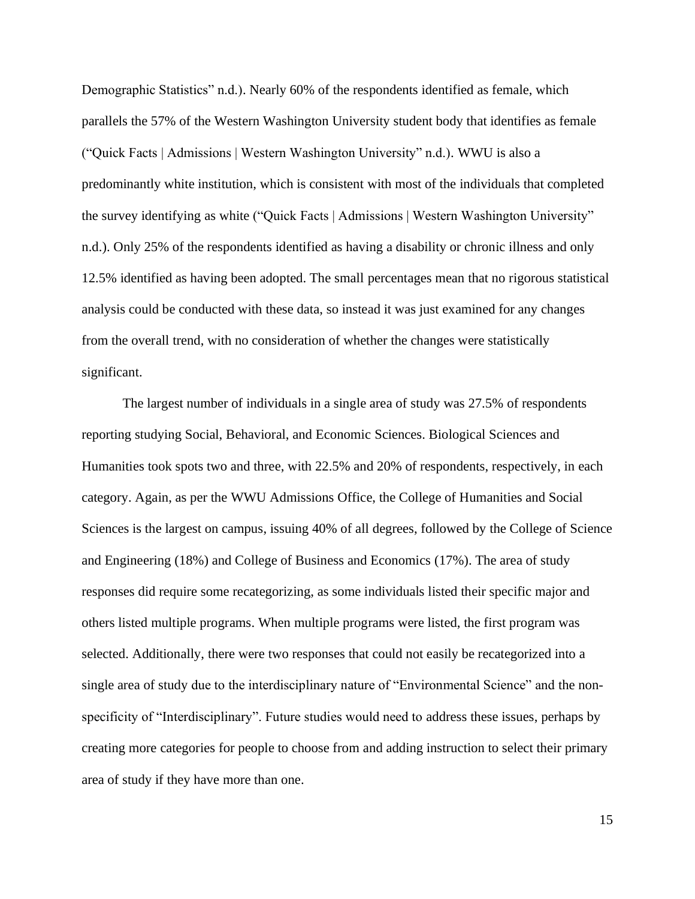Demographic Statistics" n.d.). Nearly 60% of the respondents identified as female, which parallels the 57% of the Western Washington University student body that identifies as female ("Quick Facts | Admissions | Western Washington University" n.d.). WWU is also a predominantly white institution, which is consistent with most of the individuals that completed the survey identifying as white ("Quick Facts | Admissions | Western Washington University" n.d.). Only 25% of the respondents identified as having a disability or chronic illness and only 12.5% identified as having been adopted. The small percentages mean that no rigorous statistical analysis could be conducted with these data, so instead it was just examined for any changes from the overall trend, with no consideration of whether the changes were statistically significant.

The largest number of individuals in a single area of study was 27.5% of respondents reporting studying Social, Behavioral, and Economic Sciences. Biological Sciences and Humanities took spots two and three, with 22.5% and 20% of respondents, respectively, in each category. Again, as per the WWU Admissions Office, the College of Humanities and Social Sciences is the largest on campus, issuing 40% of all degrees, followed by the College of Science and Engineering (18%) and College of Business and Economics (17%). The area of study responses did require some recategorizing, as some individuals listed their specific major and others listed multiple programs. When multiple programs were listed, the first program was selected. Additionally, there were two responses that could not easily be recategorized into a single area of study due to the interdisciplinary nature of "Environmental Science" and the non-specificity of "Interdisciplinary". Future studies would need to address these issues, perhaps by creating more categories for people to choose from and adding instruction to select their primary area of study if they have more than one.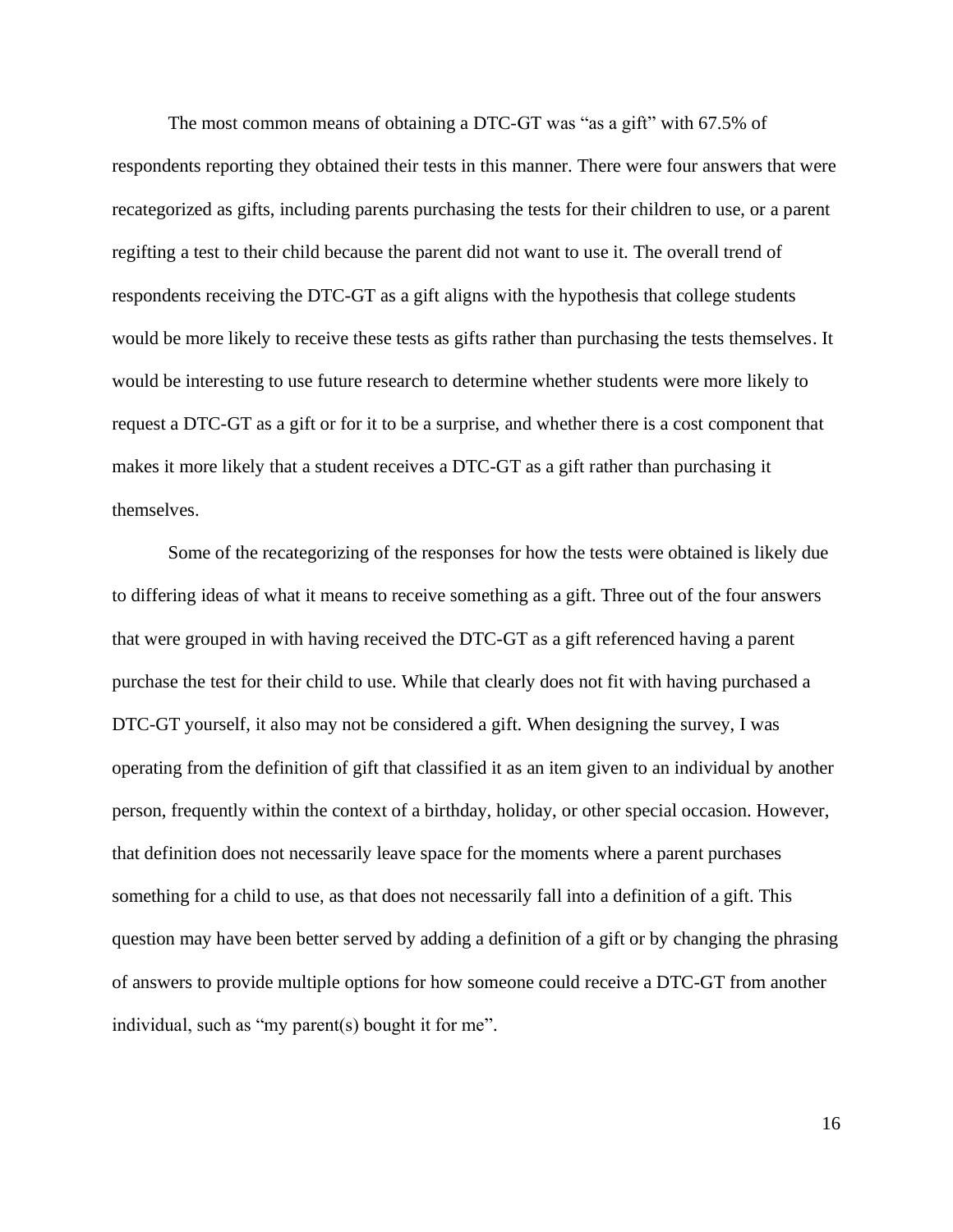The most common means of obtaining a DTC-GT was “as a gift” with 67.5% of respondents reporting they obtained their tests in this manner. There were four answers that were recategorized as gifts, including parents purchasing the tests for their children to use, or a parent regifting a test to their child because the parent did not want to use it. The overall trend of respondents receiving the DTC-GT as a gift aligns with the hypothesis that college students would be more likely to receive these tests as gifts rather than purchasing the tests themselves. It would be interesting to use future research to determine whether students were more likely to request a DTC-GT as a gift or for it to be a surprise, and whether there is a cost component that makes it more likely that a student receives a DTC-GT as a gift rather than purchasing it themselves.

Some of the recategorizing of the responses for how the tests were obtained is likely due to differing ideas of what it means to receive something as a gift. Three out of the four answers that were grouped in with having received the DTC-GT as a gift referenced having a parent purchase the test for their child to use. While that clearly does not fit with having purchased a DTC-GT yourself, it also may not be considered a gift. When designing the survey, I was operating from the definition of gift that classified it as an item given to an individual by another person, frequently within the context of a birthday, holiday, or other special occasion. However, that definition does not necessarily leave space for the moments where a parent purchases something for a child to use, as that does not necessarily fall into a definition of a gift. This question may have been better served by adding a definition of a gift or by changing the phrasing of answers to provide multiple options for how someone could receive a DTC-GT from another individual, such as “my parent(s) bought it for me”.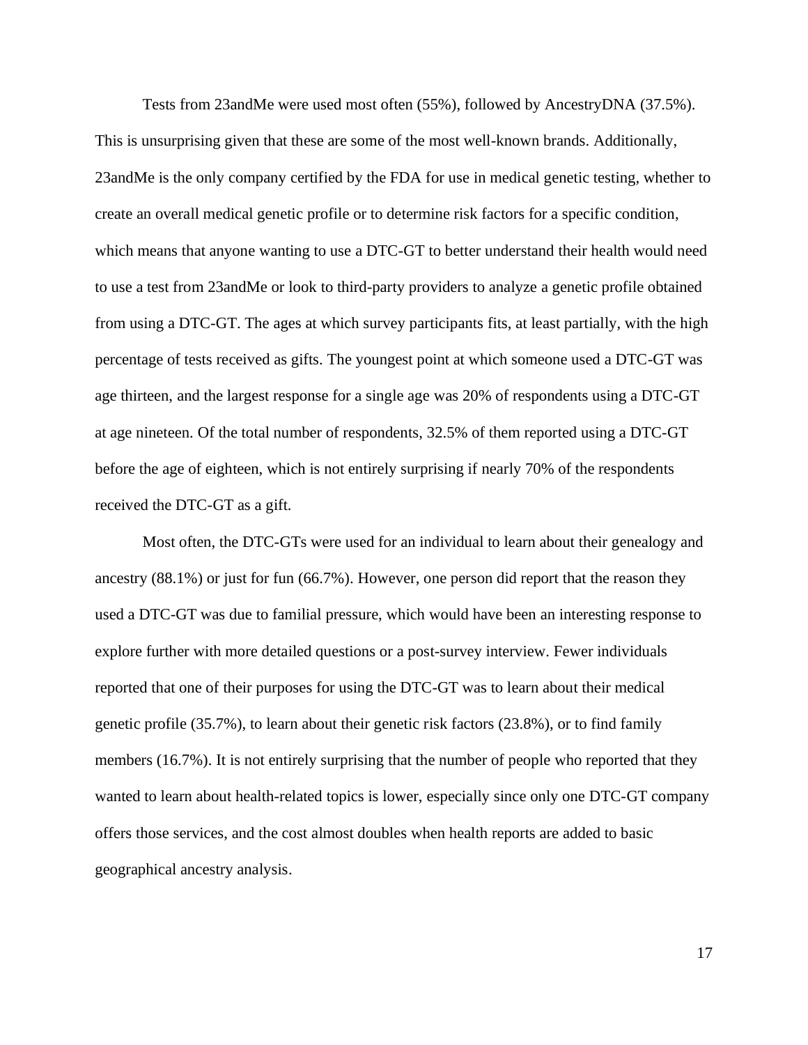Tests from 23andMe were used most often (55%), followed by AncestryDNA (37.5%). This is unsurprising given that these are some of the most well-known brands. Additionally, 23andMe is the only company certified by the FDA for use in medical genetic testing, whether to create an overall medical genetic profile or to determine risk factors for a specific condition, which means that anyone wanting to use a DTC-GT to better understand their health would need to use a test from 23andMe or look to third-party providers to analyze a genetic profile obtained from using a DTC-GT. The ages at which survey participants fits, at least partially, with the high percentage of tests received as gifts. The youngest point at which someone used a DTC-GT was age thirteen, and the largest response for a single age was 20% of respondents using a DTC-GT at age nineteen. Of the total number of respondents, 32.5% of them reported using a DTC-GT before the age of eighteen, which is not entirely surprising if nearly 70% of the respondents received the DTC-GT as a gift.

Most often, the DTC-GTs were used for an individual to learn about their genealogy and ancestry (88.1%) or just for fun (66.7%). However, one person did report that the reason they used a DTC-GT was due to familial pressure, which would have been an interesting response to explore further with more detailed questions or a post-survey interview. Fewer individuals reported that one of their purposes for using the DTC-GT was to learn about their medical genetic profile (35.7%), to learn about their genetic risk factors (23.8%), or to find family members (16.7%). It is not entirely surprising that the number of people who reported that they wanted to learn about health-related topics is lower, especially since only one DTC-GT company offers those services, and the cost almost doubles when health reports are added to basic geographical ancestry analysis.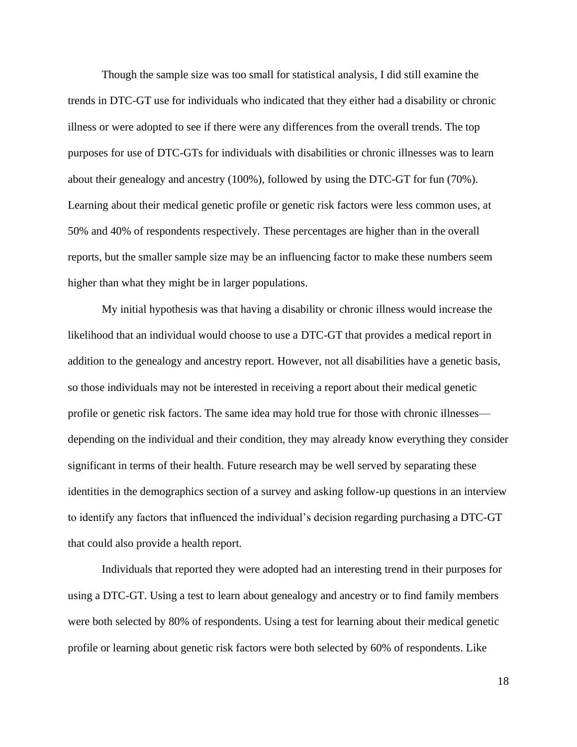Though the sample size was too small for statistical analysis, I did still examine the trends in DTC-GT use for individuals who indicated that they either had a disability or chronic illness or were adopted to see if there were any differences from the overall trends. The top purposes for use of DTC-GTs for individuals with disabilities or chronic illnesses was to learn about their genealogy and ancestry (100%), followed by using the DTC-GT for fun (70%). Learning about their medical genetic profile or genetic risk factors were less common uses, at 50% and 40% of respondents respectively. These percentages are higher than in the overall reports, but the smaller sample size may be an influencing factor to make these numbers seem higher than what they might be in larger populations.

My initial hypothesis was that having a disability or chronic illness would increase the likelihood that an individual would choose to use a DTC-GT that provides a medical report in addition to the genealogy and ancestry report. However, not all disabilities have a genetic basis, so those individuals may not be interested in receiving a report about their medical genetic profile or genetic risk factors. The same idea may hold true for those with chronic illnesses—depending on the individual and their condition, they may already know everything they consider significant in terms of their health. Future research may be well served by separating these identities in the demographics section of a survey and asking follow-up questions in an interview to identify any factors that influenced the individual's decision regarding purchasing a DTC-GT that could also provide a health report.

Individuals that reported they were adopted had an interesting trend in their purposes for using a DTC-GT. Using a test to learn about genealogy and ancestry or to find family members were both selected by 80% of respondents. Using a test for learning about their medical genetic profile or learning about genetic risk factors were both selected by 60% of respondents. Like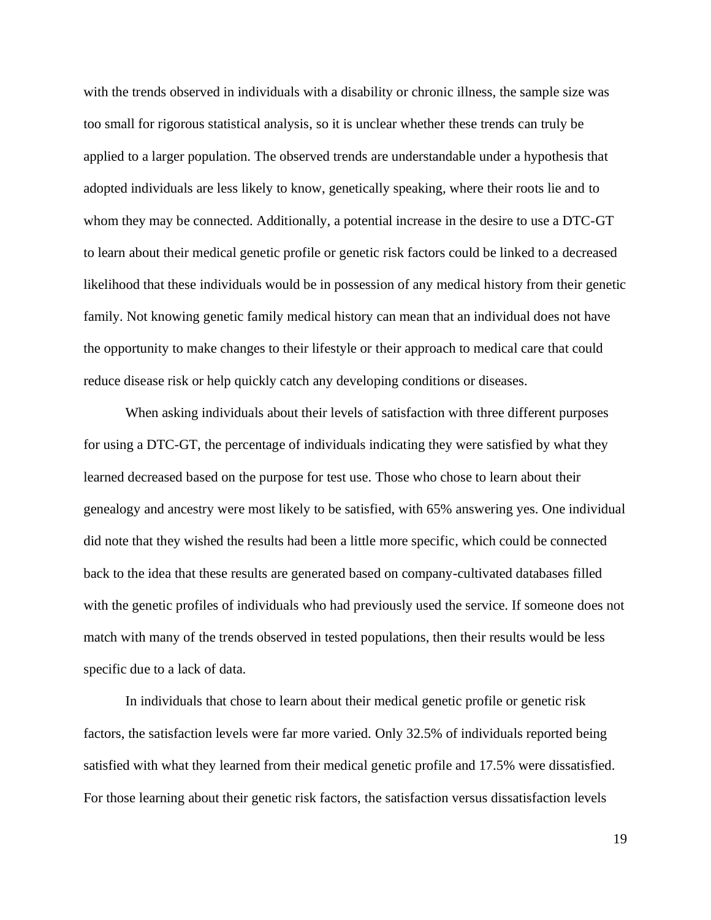with the trends observed in individuals with a disability or chronic illness, the sample size was too small for rigorous statistical analysis, so it is unclear whether these trends can truly be applied to a larger population. The observed trends are understandable under a hypothesis that adopted individuals are less likely to know, genetically speaking, where their roots lie and to whom they may be connected. Additionally, a potential increase in the desire to use a DTC-GT to learn about their medical genetic profile or genetic risk factors could be linked to a decreased likelihood that these individuals would be in possession of any medical history from their genetic family. Not knowing genetic family medical history can mean that an individual does not have the opportunity to make changes to their lifestyle or their approach to medical care that could reduce disease risk or help quickly catch any developing conditions or diseases.

When asking individuals about their levels of satisfaction with three different purposes for using a DTC-GT, the percentage of individuals indicating they were satisfied by what they learned decreased based on the purpose for test use. Those who chose to learn about their genealogy and ancestry were most likely to be satisfied, with 65% answering yes. One individual did note that they wished the results had been a little more specific, which could be connected back to the idea that these results are generated based on company-cultivated databases filled with the genetic profiles of individuals who had previously used the service. If someone does not match with many of the trends observed in tested populations, then their results would be less specific due to a lack of data.

In individuals that chose to learn about their medical genetic profile or genetic risk factors, the satisfaction levels were far more varied. Only 32.5% of individuals reported being satisfied with what they learned from their medical genetic profile and 17.5% were dissatisfied. For those learning about their genetic risk factors, the satisfaction versus dissatisfaction levels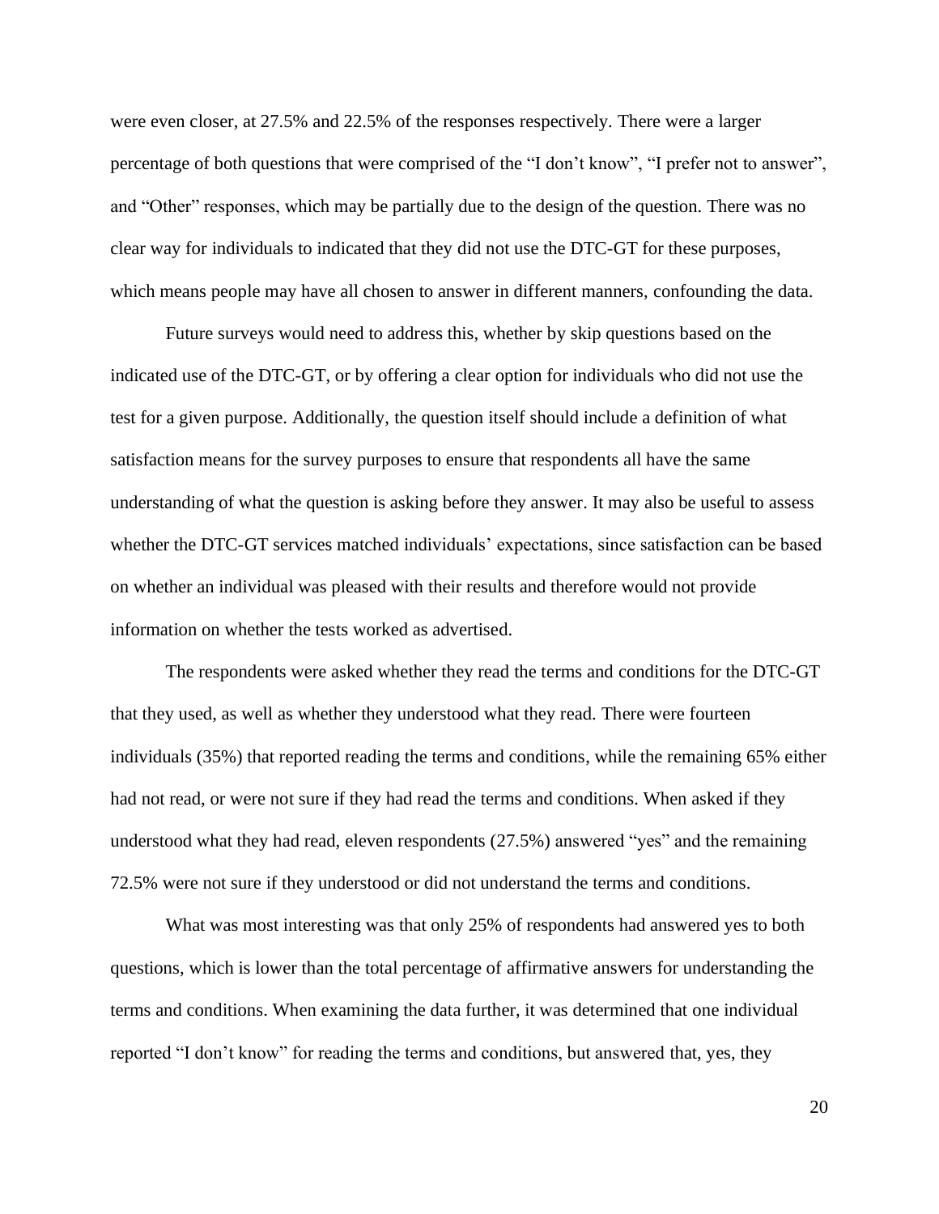were even closer, at 27.5% and 22.5% of the responses respectively. There were a larger percentage of both questions that were comprised of the "I don't know", "I prefer not to answer", and "Other" responses, which may be partially due to the design of the question. There was no clear way for individuals to indicated that they did not use the DTC-GT for these purposes, which means people may have all chosen to answer in different manners, confounding the data.

Future surveys would need to address this, whether by skip questions based on the indicated use of the DTC-GT, or by offering a clear option for individuals who did not use the test for a given purpose. Additionally, the question itself should include a definition of what satisfaction means for the survey purposes to ensure that respondents all have the same understanding of what the question is asking before they answer. It may also be useful to assess whether the DTC-GT services matched individuals' expectations, since satisfaction can be based on whether an individual was pleased with their results and therefore would not provide information on whether the tests worked as advertised.

The respondents were asked whether they read the terms and conditions for the DTC-GT that they used, as well as whether they understood what they read. There were fourteen individuals (35%) that reported reading the terms and conditions, while the remaining 65% either had not read, or were not sure if they had read the terms and conditions. When asked if they understood what they had read, eleven respondents (27.5%) answered "yes" and the remaining 72.5% were not sure if they understood or did not understand the terms and conditions.

What was most interesting was that only 25% of respondents had answered yes to both questions, which is lower than the total percentage of affirmative answers for understanding the terms and conditions. When examining the data further, it was determined that one individual reported "I don't know" for reading the terms and conditions, but answered that, yes, they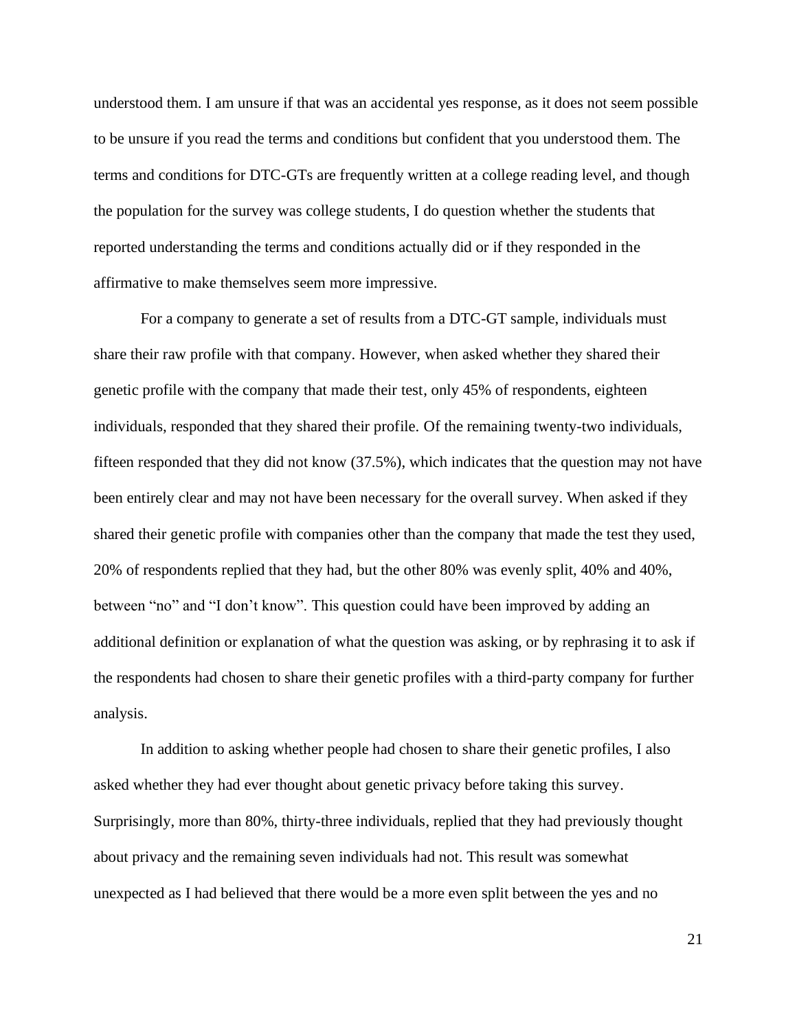understood them. I am unsure if that was an accidental yes response, as it does not seem possible to be unsure if you read the terms and conditions but confident that you understood them. The terms and conditions for DTC-GTs are frequently written at a college reading level, and though the population for the survey was college students, I do question whether the students that reported understanding the terms and conditions actually did or if they responded in the affirmative to make themselves seem more impressive.

For a company to generate a set of results from a DTC-GT sample, individuals must share their raw profile with that company. However, when asked whether they shared their genetic profile with the company that made their test, only 45% of respondents, eighteen individuals, responded that they shared their profile. Of the remaining twenty-two individuals, fifteen responded that they did not know (37.5%), which indicates that the question may not have been entirely clear and may not have been necessary for the overall survey. When asked if they shared their genetic profile with companies other than the company that made the test they used, 20% of respondents replied that they had, but the other 80% was evenly split, 40% and 40%, between "no" and "I don't know". This question could have been improved by adding an additional definition or explanation of what the question was asking, or by rephrasing it to ask if the respondents had chosen to share their genetic profiles with a third-party company for further analysis.

In addition to asking whether people had chosen to share their genetic profiles, I also asked whether they had ever thought about genetic privacy before taking this survey. Surprisingly, more than 80%, thirty-three individuals, replied that they had previously thought about privacy and the remaining seven individuals had not. This result was somewhat unexpected as I had believed that there would be a more even split between the yes and no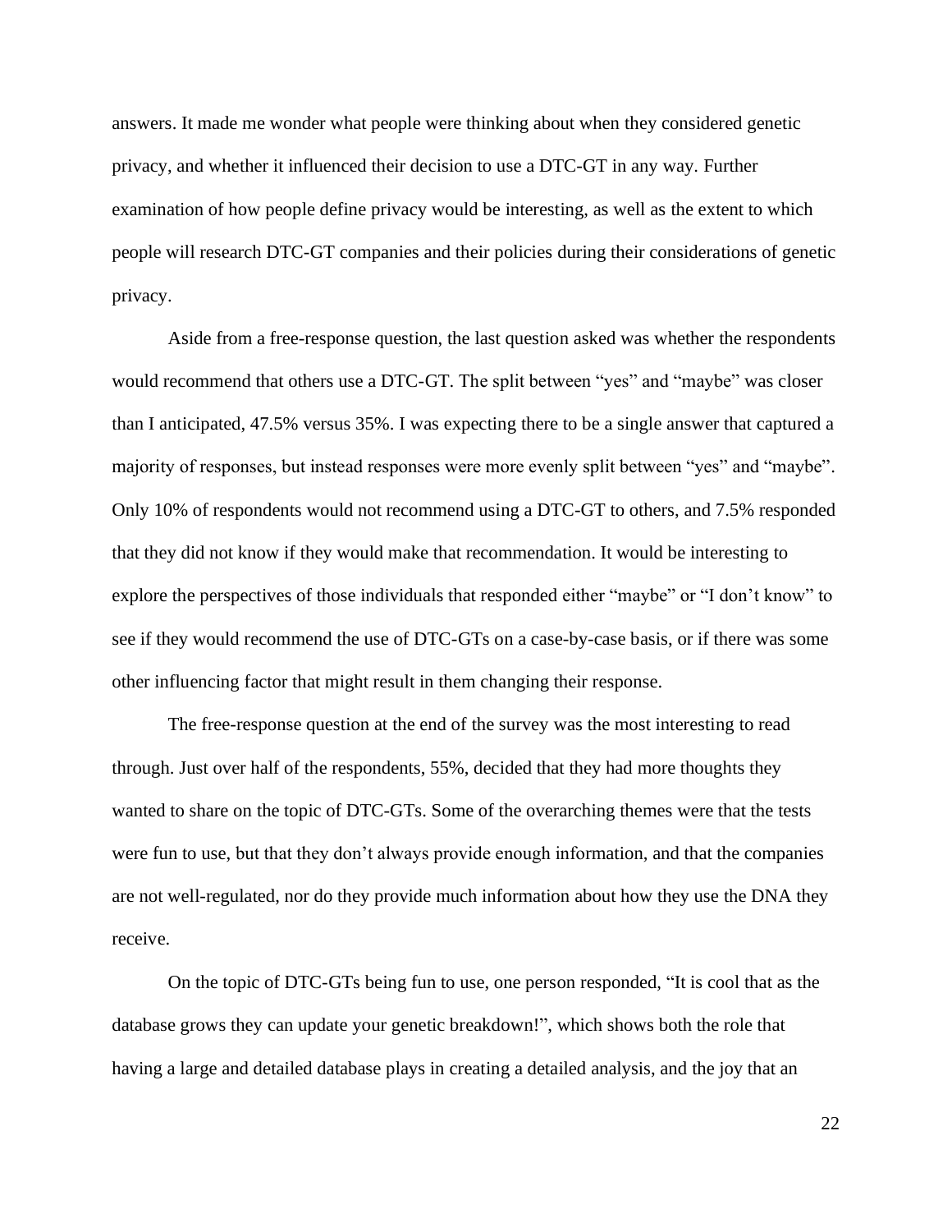answers. It made me wonder what people were thinking about when they considered genetic privacy, and whether it influenced their decision to use a DTC-GT in any way. Further examination of how people define privacy would be interesting, as well as the extent to which people will research DTC-GT companies and their policies during their considerations of genetic privacy.

Aside from a free-response question, the last question asked was whether the respondents would recommend that others use a DTC-GT. The split between "yes" and "maybe" was closer than I anticipated, 47.5% versus 35%. I was expecting there to be a single answer that captured a majority of responses, but instead responses were more evenly split between "yes" and "maybe". Only 10% of respondents would not recommend using a DTC-GT to others, and 7.5% responded that they did not know if they would make that recommendation. It would be interesting to explore the perspectives of those individuals that responded either "maybe" or "I don't know" to see if they would recommend the use of DTC-GTs on a case-by-case basis, or if there was some other influencing factor that might result in them changing their response.

The free-response question at the end of the survey was the most interesting to read through. Just over half of the respondents, 55%, decided that they had more thoughts they wanted to share on the topic of DTC-GTs. Some of the overarching themes were that the tests were fun to use, but that they don't always provide enough information, and that the companies are not well-regulated, nor do they provide much information about how they use the DNA they receive.

On the topic of DTC-GTs being fun to use, one person responded, "It is cool that as the database grows they can update your genetic breakdown!", which shows both the role that having a large and detailed database plays in creating a detailed analysis, and the joy that an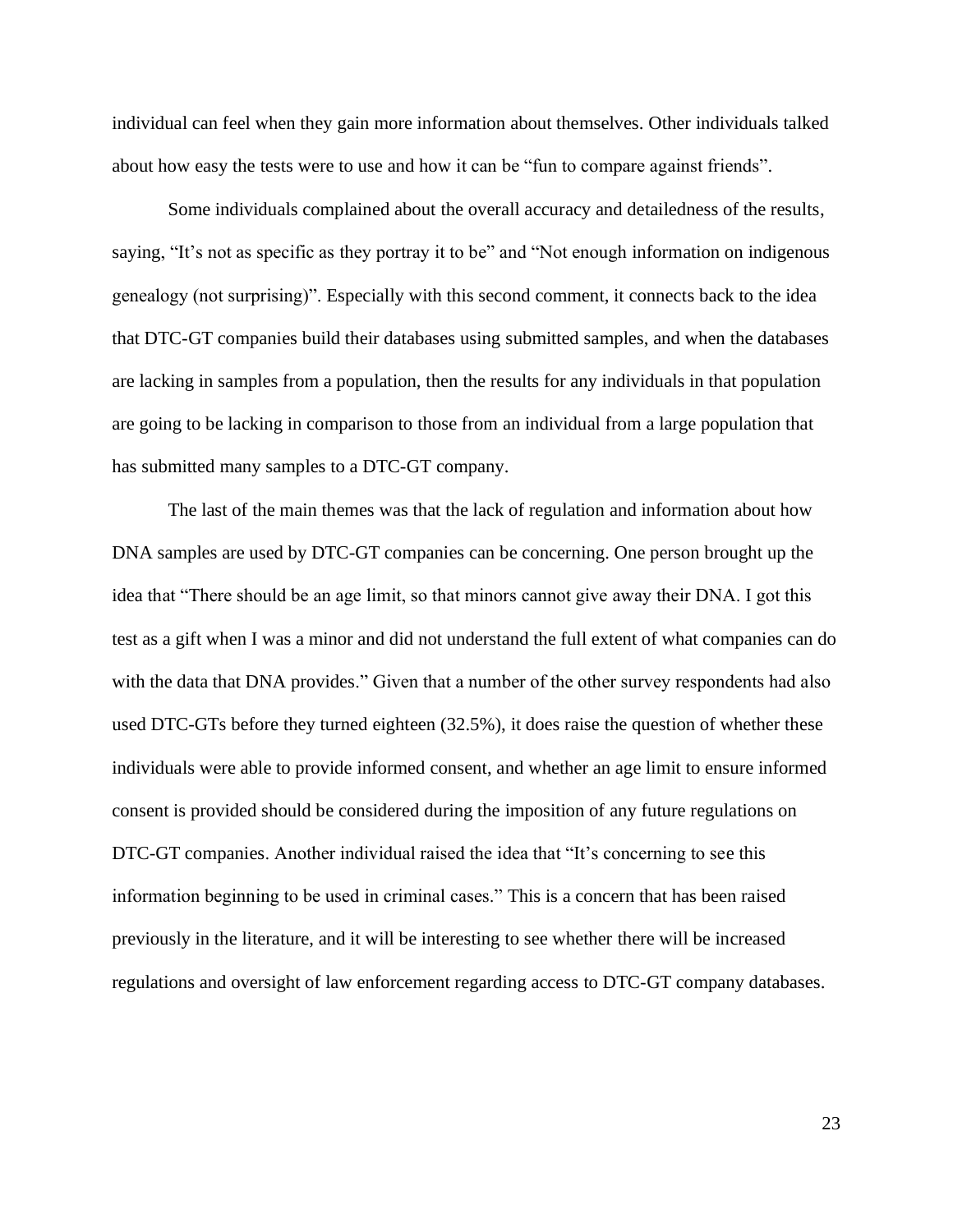individual can feel when they gain more information about themselves. Other individuals talked about how easy the tests were to use and how it can be "fun to compare against friends".

Some individuals complained about the overall accuracy and detailedness of the results, saying, "It's not as specific as they portray it to be" and "Not enough information on indigenous genealogy (not surprising)". Especially with this second comment, it connects back to the idea that DTC-GT companies build their databases using submitted samples, and when the databases are lacking in samples from a population, then the results for any individuals in that population are going to be lacking in comparison to those from an individual from a large population that has submitted many samples to a DTC-GT company.

The last of the main themes was that the lack of regulation and information about how DNA samples are used by DTC-GT companies can be concerning. One person brought up the idea that "There should be an age limit, so that minors cannot give away their DNA. I got this test as a gift when I was a minor and did not understand the full extent of what companies can do with the data that DNA provides." Given that a number of the other survey respondents had also used DTC-GTs before they turned eighteen (32.5%), it does raise the question of whether these individuals were able to provide informed consent, and whether an age limit to ensure informed consent is provided should be considered during the imposition of any future regulations on DTC-GT companies. Another individual raised the idea that "It's concerning to see this information beginning to be used in criminal cases." This is a concern that has been raised previously in the literature, and it will be interesting to see whether there will be increased regulations and oversight of law enforcement regarding access to DTC-GT company databases.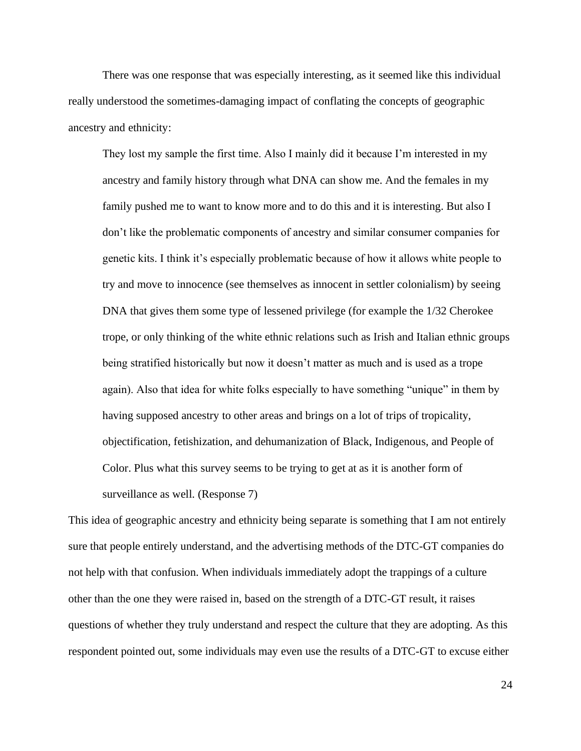There was one response that was especially interesting, as it seemed like this individual really understood the sometimes-damaging impact of conflating the concepts of geographic ancestry and ethnicity:

> They lost my sample the first time. Also I mainly did it because I'm interested in my ancestry and family history through what DNA can show me. And the females in my family pushed me to want to know more and to do this and it is interesting. But also I don't like the problematic components of ancestry and similar consumer companies for genetic kits. I think it's especially problematic because of how it allows white people to try and move to innocence (see themselves as innocent in settler colonialism) by seeing DNA that gives them some type of lessened privilege (for example the 1/32 Cherokee trope, or only thinking of the white ethnic relations such as Irish and Italian ethnic groups being stratified historically but now it doesn't matter as much and is used as a trope again). Also that idea for white folks especially to have something "unique" in them by having supposed ancestry to other areas and brings on a lot of trips of tropicality, objectification, fetishization, and dehumanization of Black, Indigenous, and People of Color. Plus what this survey seems to be trying to get at as it is another form of surveillance as well. (Response 7)

This idea of geographic ancestry and ethnicity being separate is something that I am not entirely sure that people entirely understand, and the advertising methods of the DTC-GT companies do not help with that confusion. When individuals immediately adopt the trappings of a culture other than the one they were raised in, based on the strength of a DTC-GT result, it raises questions of whether they truly understand and respect the culture that they are adopting. As this respondent pointed out, some individuals may even use the results of a DTC-GT to excuse either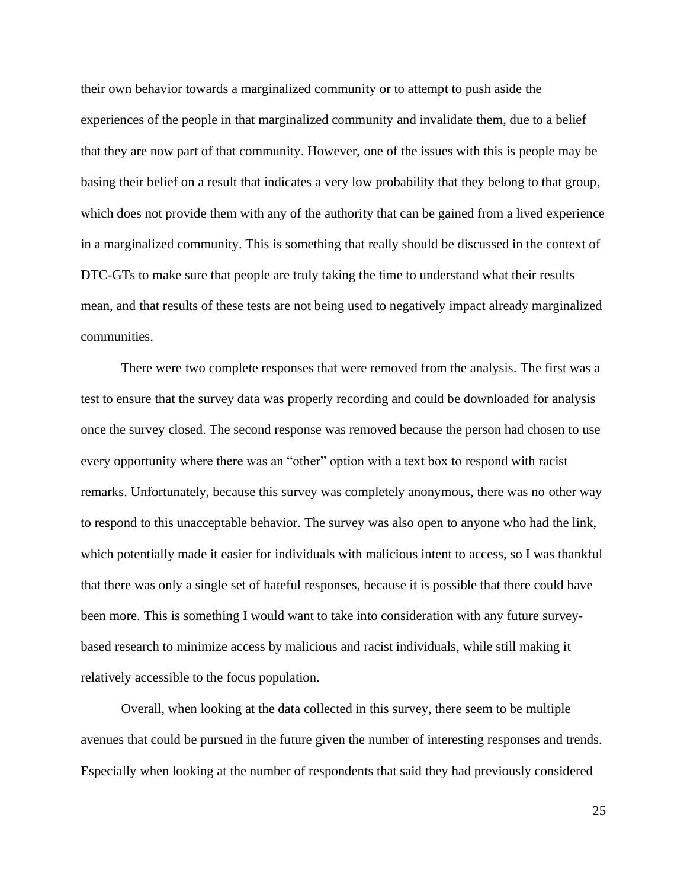their own behavior towards a marginalized community or to attempt to push aside the experiences of the people in that marginalized community and invalidate them, due to a belief that they are now part of that community. However, one of the issues with this is people may be basing their belief on a result that indicates a very low probability that they belong to that group, which does not provide them with any of the authority that can be gained from a lived experience in a marginalized community. This is something that really should be discussed in the context of DTC-GTs to make sure that people are truly taking the time to understand what their results mean, and that results of these tests are not being used to negatively impact already marginalized communities.

There were two complete responses that were removed from the analysis. The first was a test to ensure that the survey data was properly recording and could be downloaded for analysis once the survey closed. The second response was removed because the person had chosen to use every opportunity where there was an "other" option with a text box to respond with racist remarks. Unfortunately, because this survey was completely anonymous, there was no other way to respond to this unacceptable behavior. The survey was also open to anyone who had the link, which potentially made it easier for individuals with malicious intent to access, so I was thankful that there was only a single set of hateful responses, because it is possible that there could have been more. This is something I would want to take into consideration with any future survey-based research to minimize access by malicious and racist individuals, while still making it relatively accessible to the focus population.

Overall, when looking at the data collected in this survey, there seem to be multiple avenues that could be pursued in the future given the number of interesting responses and trends. Especially when looking at the number of respondents that said they had previously considered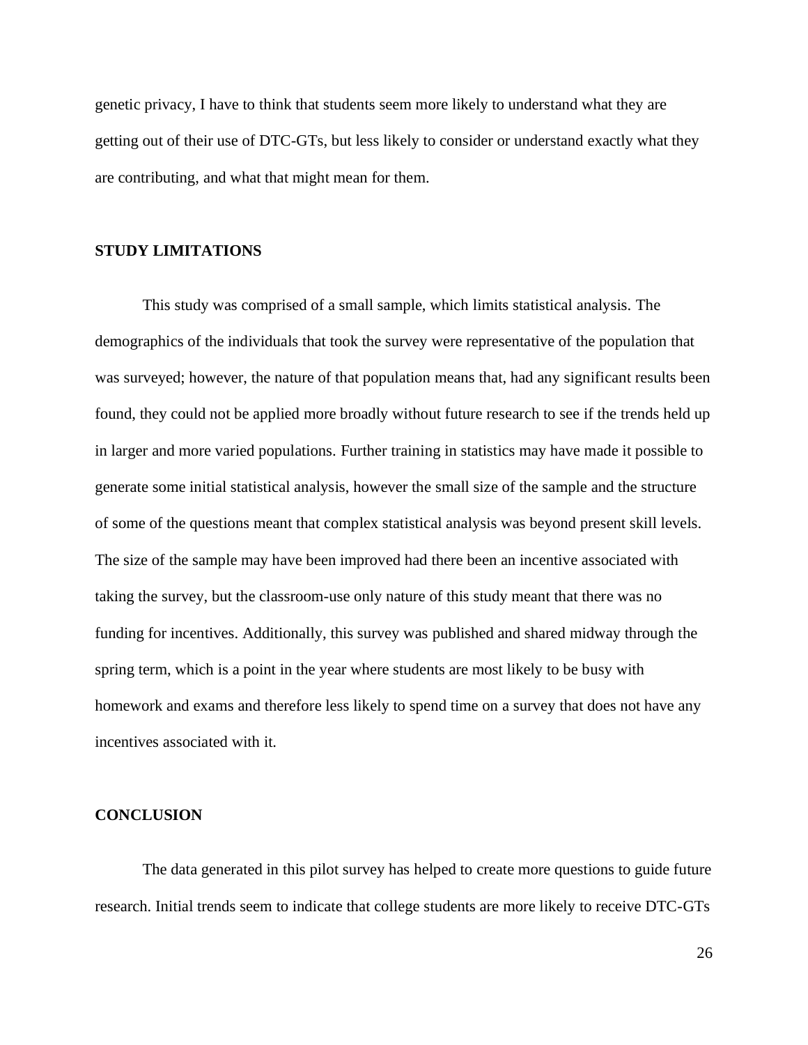genetic privacy, I have to think that students seem more likely to understand what they are getting out of their use of DTC-GTs, but less likely to consider or understand exactly what they are contributing, and what that might mean for them.

## STUDY LIMITATIONS

This study was comprised of a small sample, which limits statistical analysis. The demographics of the individuals that took the survey were representative of the population that was surveyed; however, the nature of that population means that, had any significant results been found, they could not be applied more broadly without future research to see if the trends held up in larger and more varied populations. Further training in statistics may have made it possible to generate some initial statistical analysis, however the small size of the sample and the structure of some of the questions meant that complex statistical analysis was beyond present skill levels. The size of the sample may have been improved had there been an incentive associated with taking the survey, but the classroom-use only nature of this study meant that there was no funding for incentives. Additionally, this survey was published and shared midway through the spring term, which is a point in the year where students are most likely to be busy with homework and exams and therefore less likely to spend time on a survey that does not have any incentives associated with it.

## CONCLUSION

The data generated in this pilot survey has helped to create more questions to guide future research. Initial trends seem to indicate that college students are more likely to receive DTC-GTs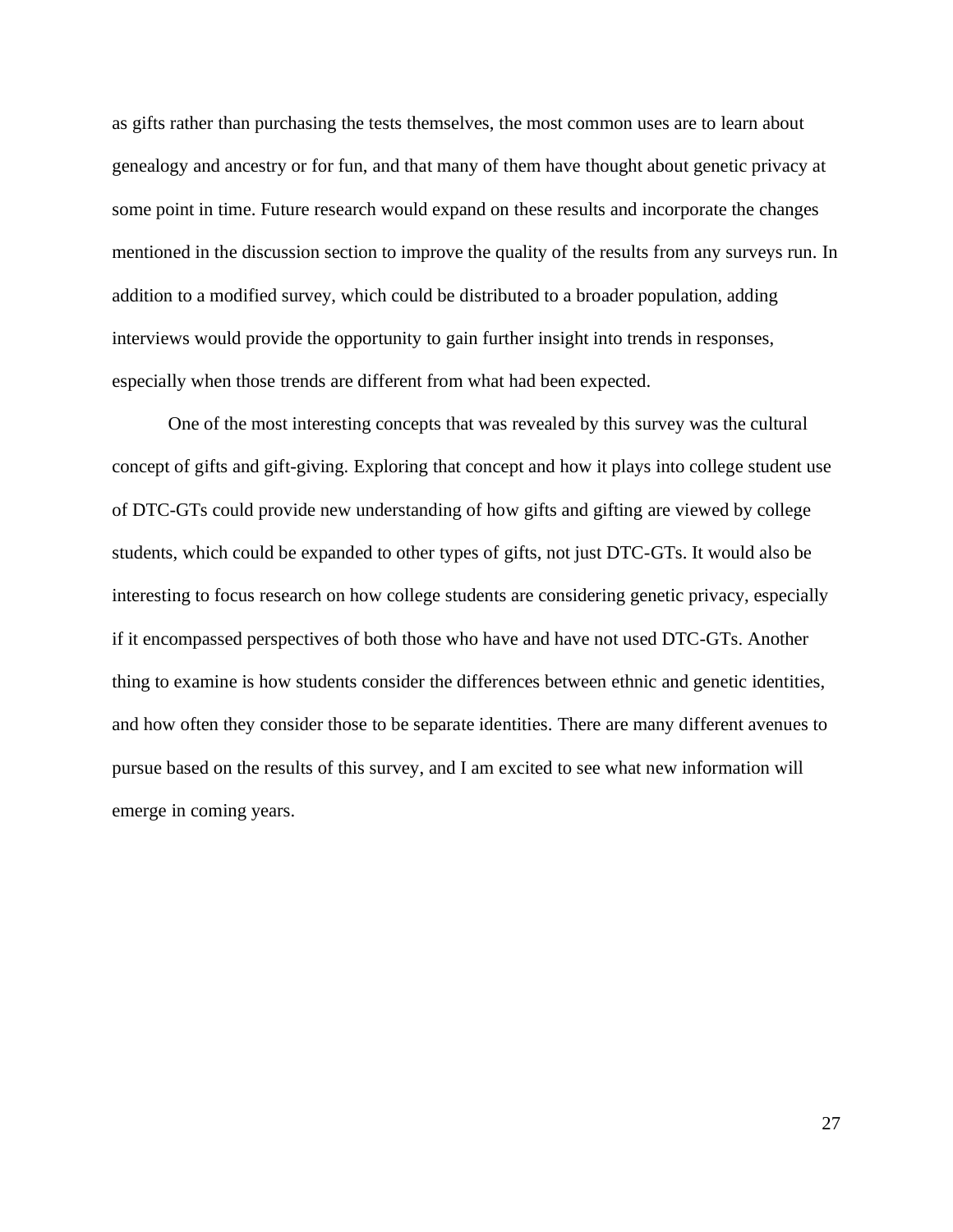as gifts rather than purchasing the tests themselves, the most common uses are to learn about genealogy and ancestry or for fun, and that many of them have thought about genetic privacy at some point in time. Future research would expand on these results and incorporate the changes mentioned in the discussion section to improve the quality of the results from any surveys run. In addition to a modified survey, which could be distributed to a broader population, adding interviews would provide the opportunity to gain further insight into trends in responses, especially when those trends are different from what had been expected.

One of the most interesting concepts that was revealed by this survey was the cultural concept of gifts and gift-giving. Exploring that concept and how it plays into college student use of DTC-GTs could provide new understanding of how gifts and gifting are viewed by college students, which could be expanded to other types of gifts, not just DTC-GTs. It would also be interesting to focus research on how college students are considering genetic privacy, especially if it encompassed perspectives of both those who have and have not used DTC-GTs. Another thing to examine is how students consider the differences between ethnic and genetic identities, and how often they consider those to be separate identities. There are many different avenues to pursue based on the results of this survey, and I am excited to see what new information will emerge in coming years.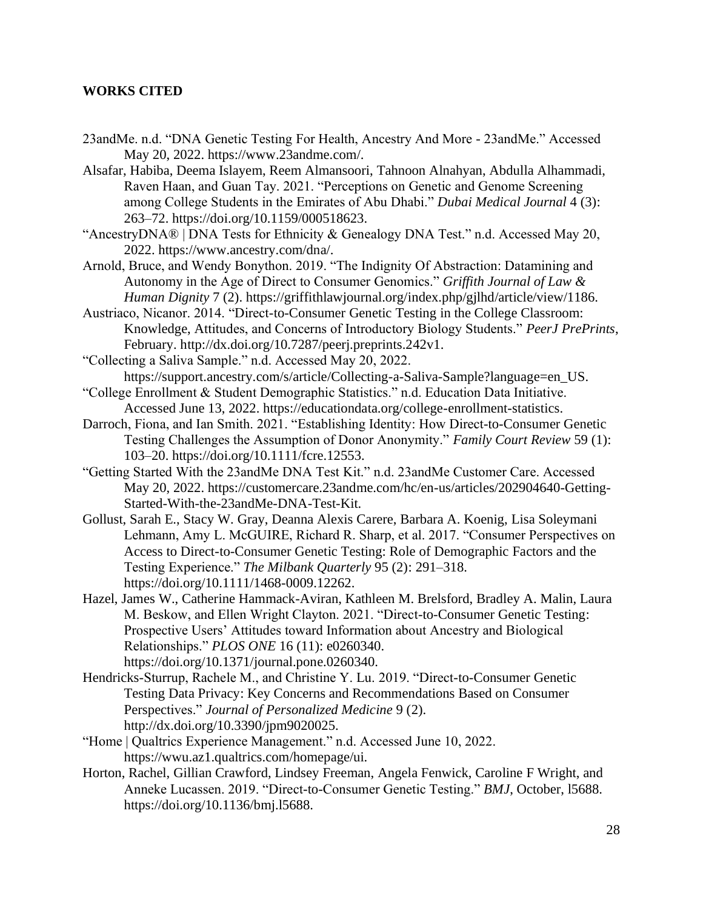## WORKS CITED

23andMe. n.d. "DNA Genetic Testing For Health, Ancestry And More - 23andMe." Accessed May 20, 2022. https://www.23andme.com/.

Alsafar, Habiba, Deema Islayem, Reem Almansoori, Tahnoon Alnahyan, Abdulla Alhammadi, Raven Haan, and Guan Tay. 2021. "Perceptions on Genetic and Genome Screening among College Students in the Emirates of Abu Dhabi." *Dubai Medical Journal* 4 (3): 263–72. https://doi.org/10.1159/000518623.

"AncestryDNA® | DNA Tests for Ethnicity & Genealogy DNA Test." n.d. Accessed May 20, 2022. https://www.ancestry.com/dna/.

Arnold, Bruce, and Wendy Bonython. 2019. "The Indignity Of Abstraction: Datamining and Autonomy in the Age of Direct to Consumer Genomics." *Griffith Journal of Law & Human Dignity* 7 (2). https://griffithlawjournal.org/index.php/gjlhd/article/view/1186.

Austriaco, Nicanor. 2014. "Direct-to-Consumer Genetic Testing in the College Classroom: Knowledge, Attitudes, and Concerns of Introductory Biology Students." *PeerJ PrePrints*, February. http://dx.doi.org/10.7287/peerj.preprints.242v1.

"Collecting a Saliva Sample." n.d. Accessed May 20, 2022. https://support.ancestry.com/s/article/Collecting-a-Saliva-Sample?language=en_US.

"College Enrollment & Student Demographic Statistics." n.d. Education Data Initiative. Accessed June 13, 2022. https://educationdata.org/college-enrollment-statistics.

Darroch, Fiona, and Ian Smith. 2021. "Establishing Identity: How Direct-to-Consumer Genetic Testing Challenges the Assumption of Donor Anonymity." *Family Court Review* 59 (1): 103–20. https://doi.org/10.1111/fcre.12553.

"Getting Started With the 23andMe DNA Test Kit." n.d. 23andMe Customer Care. Accessed May 20, 2022. https://customercare.23andme.com/hc/en-us/articles/202904640-Getting-Started-With-the-23andMe-DNA-Test-Kit.

Gollust, Sarah E., Stacy W. Gray, Deanna Alexis Carere, Barbara A. Koenig, Lisa Soleymani Lehmann, Amy L. McGUIRE, Richard R. Sharp, et al. 2017. "Consumer Perspectives on Access to Direct-to-Consumer Genetic Testing: Role of Demographic Factors and the Testing Experience." *The Milbank Quarterly* 95 (2): 291–318. https://doi.org/10.1111/1468-0009.12262.

Hazel, James W., Catherine Hammack-Aviran, Kathleen M. Brelsford, Bradley A. Malin, Laura M. Beskow, and Ellen Wright Clayton. 2021. "Direct-to-Consumer Genetic Testing: Prospective Users' Attitudes toward Information about Ancestry and Biological Relationships." *PLOS ONE* 16 (11): e0260340. https://doi.org/10.1371/journal.pone.0260340.

Hendricks-Sturrup, Rachele M., and Christine Y. Lu. 2019. "Direct-to-Consumer Genetic Testing Data Privacy: Key Concerns and Recommendations Based on Consumer Perspectives." *Journal of Personalized Medicine* 9 (2). http://dx.doi.org/10.3390/jpm9020025.

"Home | Qualtrics Experience Management." n.d. Accessed June 10, 2022. https://wwu.az1.qualtrics.com/homepage/ui.

Horton, Rachel, Gillian Crawford, Lindsey Freeman, Angela Fenwick, Caroline F Wright, and Anneke Lucassen. 2019. "Direct-to-Consumer Genetic Testing." *BMJ*, October, l5688. https://doi.org/10.1136/bmj.l5688.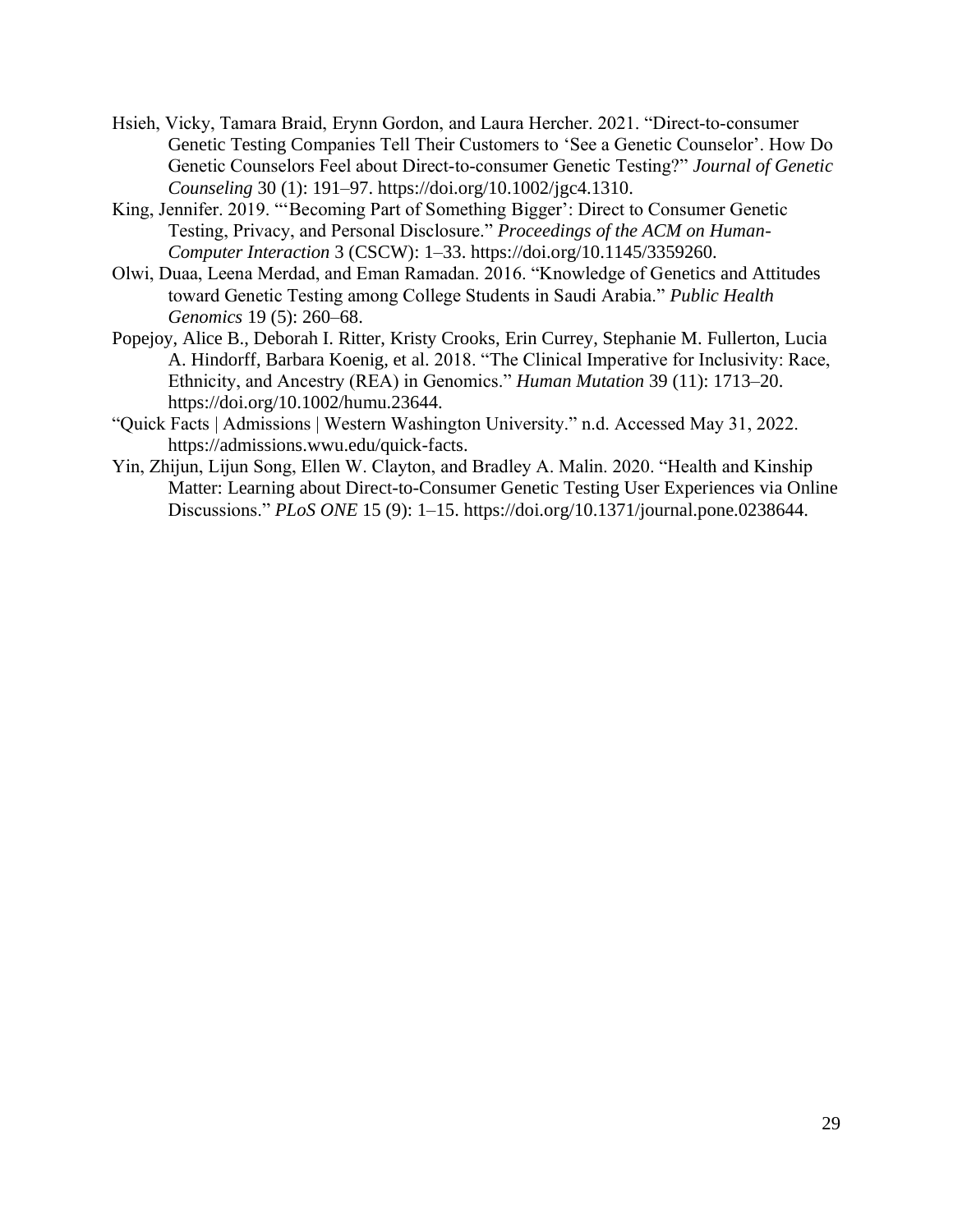Hsieh, Vicky, Tamara Braid, Erynn Gordon, and Laura Hercher. 2021. "Direct-to-consumer Genetic Testing Companies Tell Their Customers to 'See a Genetic Counselor'. How Do Genetic Counselors Feel about Direct-to-consumer Genetic Testing?" *Journal of Genetic Counseling* 30 (1): 191–97. https://doi.org/10.1002/jgc4.1310.

King, Jennifer. 2019. "'Becoming Part of Something Bigger': Direct to Consumer Genetic Testing, Privacy, and Personal Disclosure." *Proceedings of the ACM on Human-Computer Interaction* 3 (CSCW): 1–33. https://doi.org/10.1145/3359260.

Olwi, Duaa, Leena Merdad, and Eman Ramadan. 2016. "Knowledge of Genetics and Attitudes toward Genetic Testing among College Students in Saudi Arabia." *Public Health Genomics* 19 (5): 260–68.

Popejoy, Alice B., Deborah I. Ritter, Kristy Crooks, Erin Currey, Stephanie M. Fullerton, Lucia A. Hindorff, Barbara Koenig, et al. 2018. "The Clinical Imperative for Inclusivity: Race, Ethnicity, and Ancestry (REA) in Genomics." *Human Mutation* 39 (11): 1713–20. https://doi.org/10.1002/humu.23644.

"Quick Facts | Admissions | Western Washington University." n.d. Accessed May 31, 2022. https://admissions.wwu.edu/quick-facts.

Yin, Zhijun, Lijun Song, Ellen W. Clayton, and Bradley A. Malin. 2020. "Health and Kinship Matter: Learning about Direct-to-Consumer Genetic Testing User Experiences via Online Discussions." *PLoS ONE* 15 (9): 1–15. https://doi.org/10.1371/journal.pone.0238644.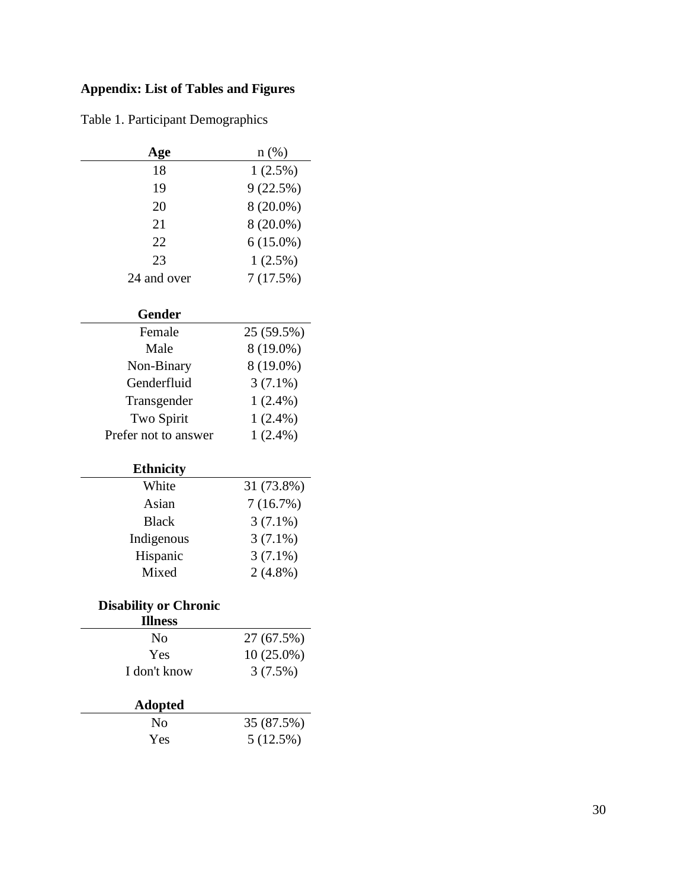## Appendix: List of Tables and Figures

Table 1. Participant Demographics

| **Age** | n (%) |
|---|---|
| 18 | 1 (2.5%) |
| 19 | 9 (22.5%) |
| 20 | 8 (20.0%) |
| 21 | 8 (20.0%) |
| 22 | 6 (15.0%) |
| 23 | 1 (2.5%) |
| 24 and over | 7 (17.5%) |
| | |
| **Gender** | |
| Female | 25 (59.5%) |
| Male | 8 (19.0%) |
| Non-Binary | 8 (19.0%) |
| Genderfluid | 3 (7.1%) |
| Transgender | 1 (2.4%) |
| Two Spirit | 1 (2.4%) |
| Prefer not to answer | 1 (2.4%) |
| | |
| **Ethnicity** | |
| White | 31 (73.8%) |
| Asian | 7 (16.7%) |
| Black | 3 (7.1%) |
| Indigenous | 3 (7.1%) |
| Hispanic | 3 (7.1%) |
| Mixed | 2 (4.8%) |
| | |
| **Disability or Chronic Illness** | |
| No | 27 (67.5%) |
| Yes | 10 (25.0%) |
| I don't know | 3 (7.5%) |
| | |
| **Adopted** | |
| No | 35 (87.5%) |
| Yes | 5 (12.5%) |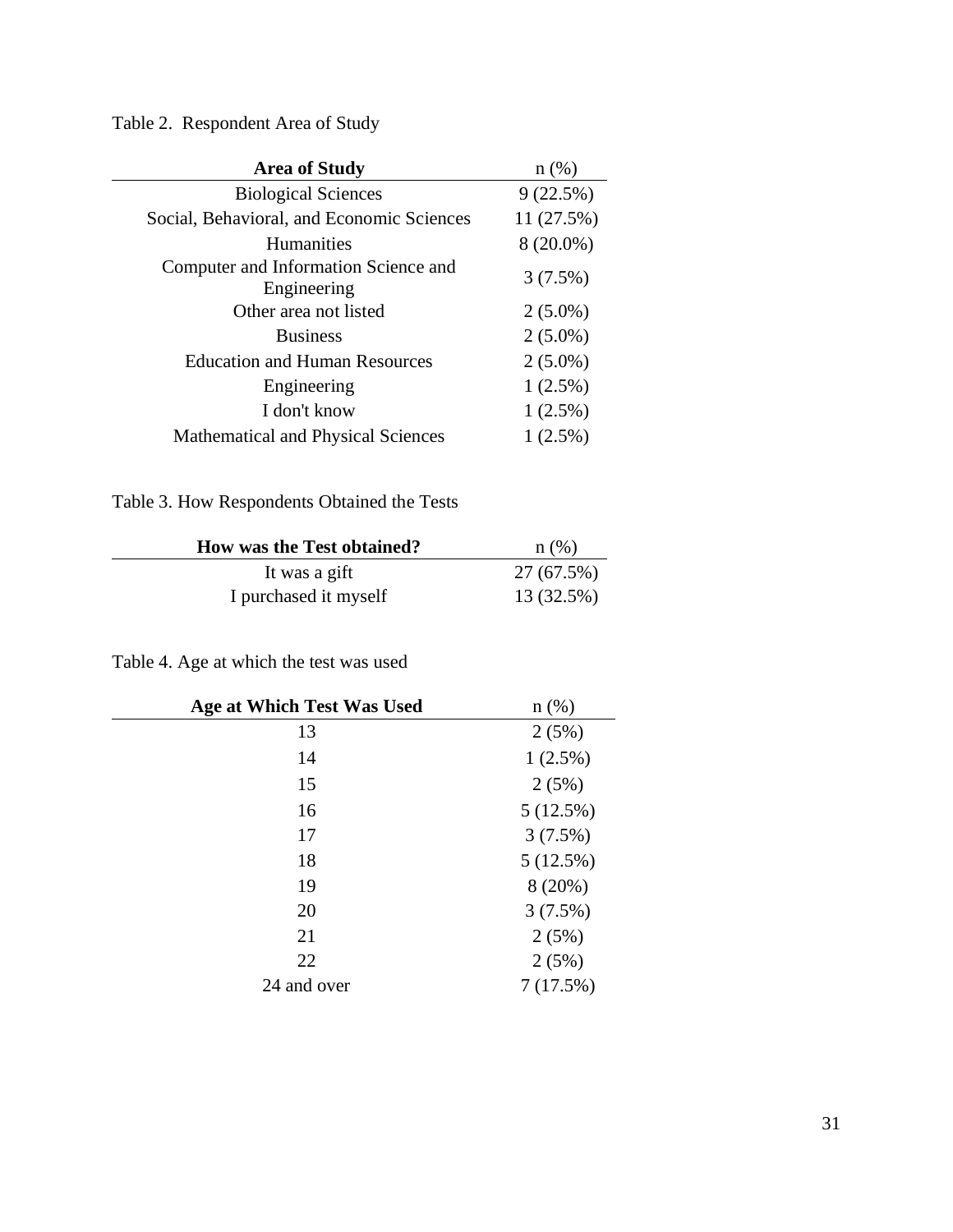Table 2. Respondent Area of Study

| **Area of Study** | n (%) |
|---|---|
| Biological Sciences | 9 (22.5%) |
| Social, Behavioral, and Economic Sciences | 11 (27.5%) |
| Humanities | 8 (20.0%) |
| Computer and Information Science and Engineering | 3 (7.5%) |
| Other area not listed | 2 (5.0%) |
| Business | 2 (5.0%) |
| Education and Human Resources | 2 (5.0%) |
| Engineering | 1 (2.5%) |
| I don't know | 1 (2.5%) |
| Mathematical and Physical Sciences | 1 (2.5%) |

Table 3. How Respondents Obtained the Tests

| **How was the Test obtained?** | n (%) |
|---|---|
| It was a gift | 27 (67.5%) |
| I purchased it myself | 13 (32.5%) |

Table 4. Age at which the test was used

| **Age at Which Test Was Used** | n (%) |
|---|---|
| 13 | 2 (5%) |
| 14 | 1 (2.5%) |
| 15 | 2 (5%) |
| 16 | 5 (12.5%) |
| 17 | 3 (7.5%) |
| 18 | 5 (12.5%) |
| 19 | 8 (20%) |
| 20 | 3 (7.5%) |
| 21 | 2 (5%) |
| 22 | 2 (5%) |
| 24 and over | 7 (17.5%) |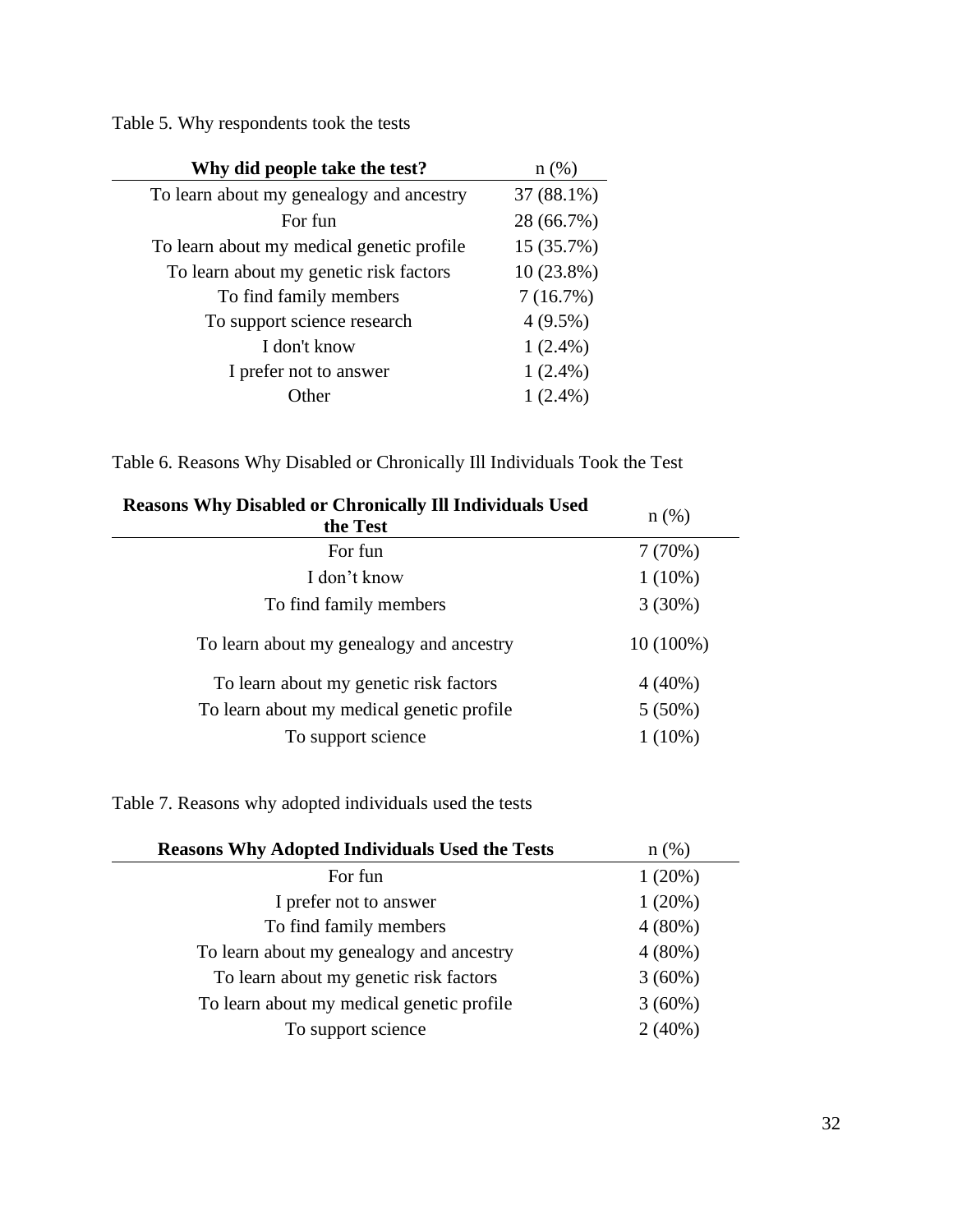Table 5. Why respondents took the tests

| **Why did people take the test?** | n (%) |
|---|---|
| To learn about my genealogy and ancestry | 37 (88.1%) |
| For fun | 28 (66.7%) |
| To learn about my medical genetic profile | 15 (35.7%) |
| To learn about my genetic risk factors | 10 (23.8%) |
| To find family members | 7 (16.7%) |
| To support science research | 4 (9.5%) |
| I don't know | 1 (2.4%) |
| I prefer not to answer | 1 (2.4%) |
| Other | 1 (2.4%) |

Table 6. Reasons Why Disabled or Chronically Ill Individuals Took the Test

| **Reasons Why Disabled or Chronically Ill Individuals Used the Test** | n (%) |
|---|---|
| For fun | 7 (70%) |
| I don't know | 1 (10%) |
| To find family members | 3 (30%) |
| To learn about my genealogy and ancestry | 10 (100%) |
| To learn about my genetic risk factors | 4 (40%) |
| To learn about my medical genetic profile | 5 (50%) |
| To support science | 1 (10%) |

Table 7. Reasons why adopted individuals used the tests

| **Reasons Why Adopted Individuals Used the Tests** | n (%) |
|---|---|
| For fun | 1 (20%) |
| I prefer not to answer | 1 (20%) |
| To find family members | 4 (80%) |
| To learn about my genealogy and ancestry | 4 (80%) |
| To learn about my genetic risk factors | 3 (60%) |
| To learn about my medical genetic profile | 3 (60%) |
| To support science | 2 (40%) |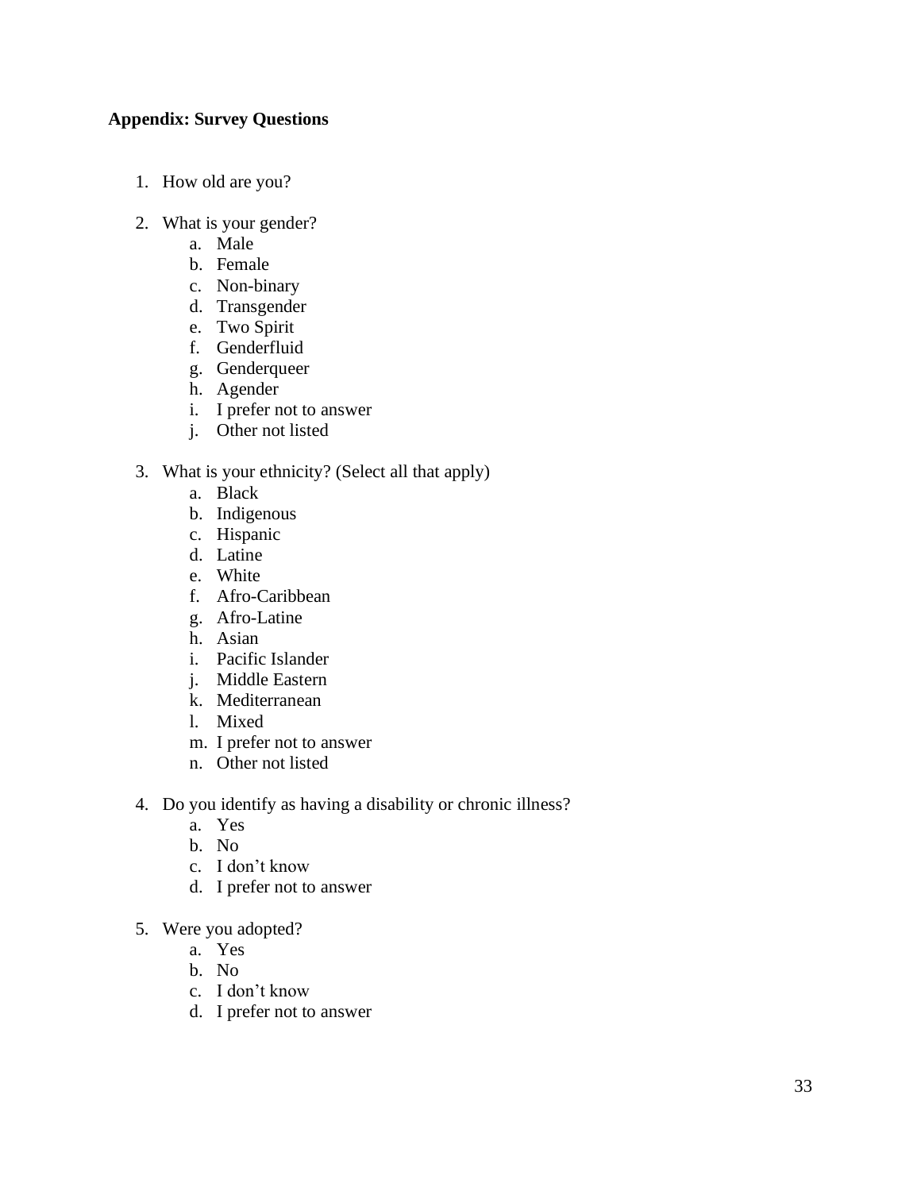**Appendix: Survey Questions**

1. How old are you?

2. What is your gender?
   a. Male
   b. Female
   c. Non-binary
   d. Transgender
   e. Two Spirit
   f. Genderfluid
   g. Genderqueer
   h. Agender
   i. I prefer not to answer
   j. Other not listed

3. What is your ethnicity? (Select all that apply)
   a. Black
   b. Indigenous
   c. Hispanic
   d. Latine
   e. White
   f. Afro-Caribbean
   g. Afro-Latine
   h. Asian
   i. Pacific Islander
   j. Middle Eastern
   k. Mediterranean
   l. Mixed
   m. I prefer not to answer
   n. Other not listed

4. Do you identify as having a disability or chronic illness?
   a. Yes
   b. No
   c. I don't know
   d. I prefer not to answer

5. Were you adopted?
   a. Yes
   b. No
   c. I don't know
   d. I prefer not to answer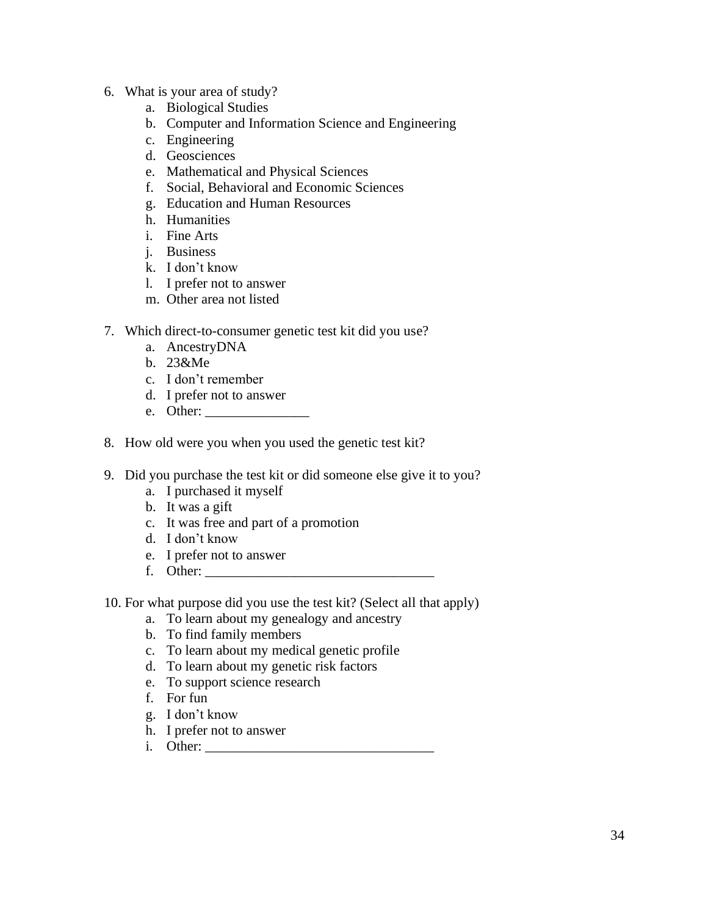6. What is your area of study?
    a. Biological Studies
    b. Computer and Information Science and Engineering
    c. Engineering
    d. Geosciences
    e. Mathematical and Physical Sciences
    f. Social, Behavioral and Economic Sciences
    g. Education and Human Resources
    h. Humanities
    i. Fine Arts
    j. Business
    k. I don't know
    l. I prefer not to answer
    m. Other area not listed

7. Which direct-to-consumer genetic test kit did you use?
    a. AncestryDNA
    b. 23&Me
    c. I don't remember
    d. I prefer not to answer
    e. Other: _______________

8. How old were you when you used the genetic test kit?

9. Did you purchase the test kit or did someone else give it to you?
    a. I purchased it myself
    b. It was a gift
    c. It was free and part of a promotion
    d. I don't know
    e. I prefer not to answer
    f. Other: _________________________________

10. For what purpose did you use the test kit? (Select all that apply)
    a. To learn about my genealogy and ancestry
    b. To find family members
    c. To learn about my medical genetic profile
    d. To learn about my genetic risk factors
    e. To support science research
    f. For fun
    g. I don't know
    h. I prefer not to answer
    i. Other: _________________________________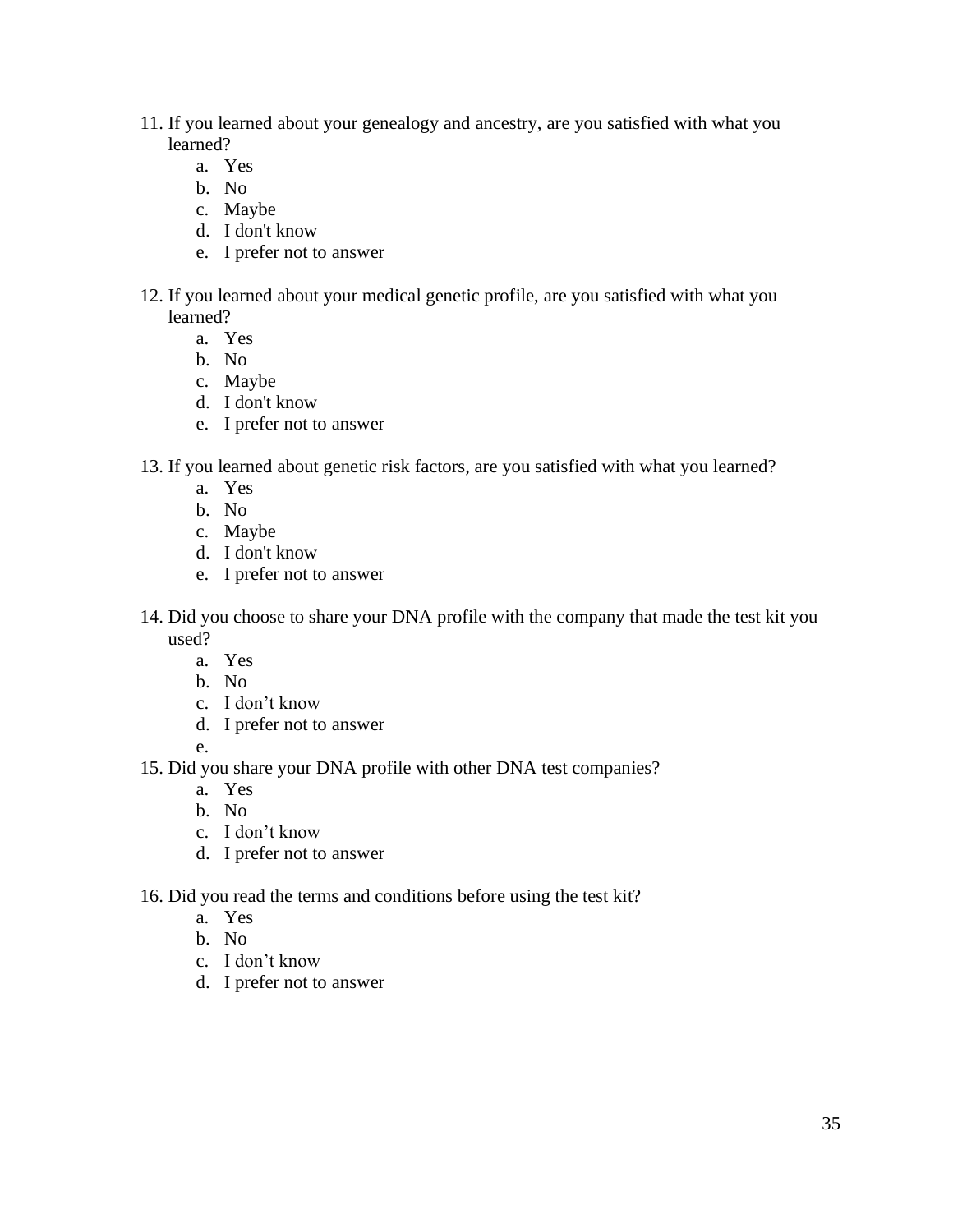11. If you learned about your genealogy and ancestry, are you satisfied with what you learned?
    a. Yes
    b. No
    c. Maybe
    d. I don't know
    e. I prefer not to answer

12. If you learned about your medical genetic profile, are you satisfied with what you learned?
    a. Yes
    b. No
    c. Maybe
    d. I don't know
    e. I prefer not to answer

13. If you learned about genetic risk factors, are you satisfied with what you learned?
    a. Yes
    b. No
    c. Maybe
    d. I don't know
    e. I prefer not to answer

14. Did you choose to share your DNA profile with the company that made the test kit you used?
    a. Yes
    b. No
    c. I don’t know
    d. I prefer not to answer
    e.

15. Did you share your DNA profile with other DNA test companies?
    a. Yes
    b. No
    c. I don’t know
    d. I prefer not to answer

16. Did you read the terms and conditions before using the test kit?
    a. Yes
    b. No
    c. I don’t know
    d. I prefer not to answer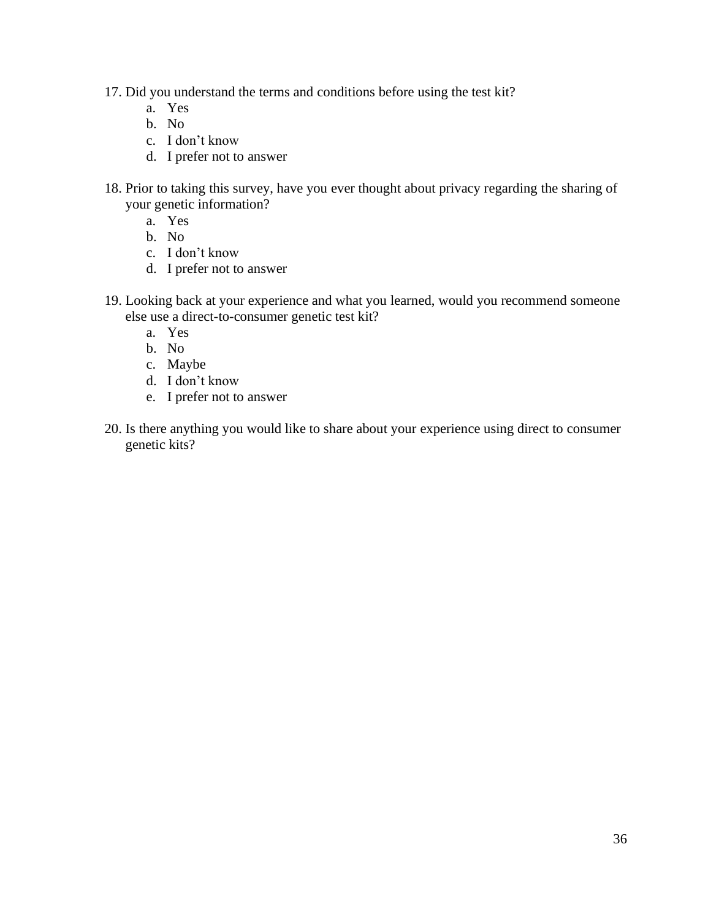17. Did you understand the terms and conditions before using the test kit?
    a. Yes
    b. No
    c. I don't know
    d. I prefer not to answer

18. Prior to taking this survey, have you ever thought about privacy regarding the sharing of your genetic information?
    a. Yes
    b. No
    c. I don't know
    d. I prefer not to answer

19. Looking back at your experience and what you learned, would you recommend someone else use a direct-to-consumer genetic test kit?
    a. Yes
    b. No
    c. Maybe
    d. I don't know
    e. I prefer not to answer

20. Is there anything you would like to share about your experience using direct to consumer genetic kits?